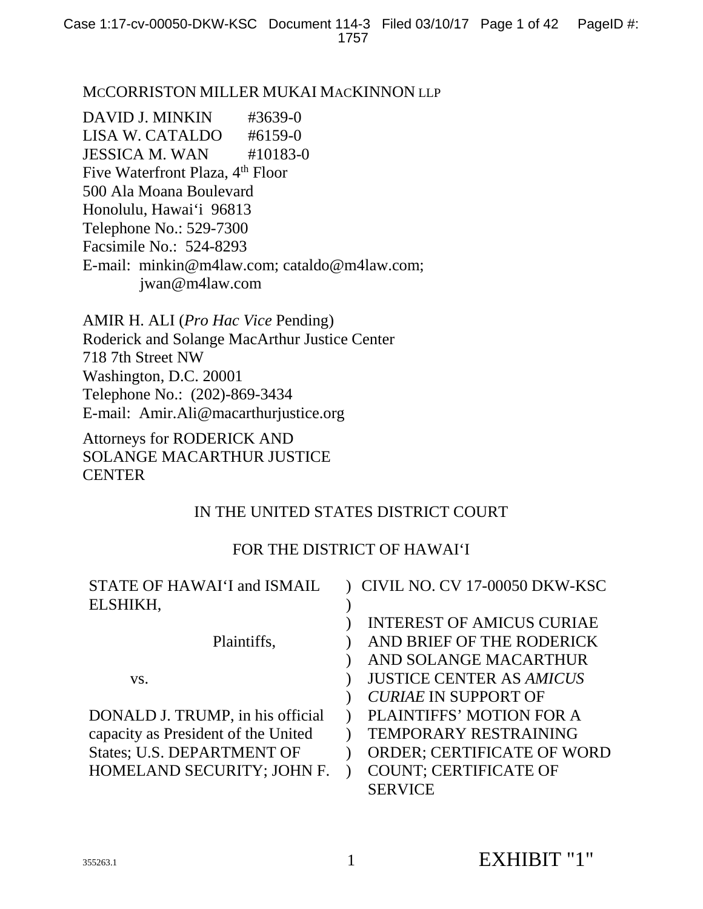MCCORRISTON MILLER MUKAI MACKINNON LLP

DAVID J. MINKIN #3639-0
LISA W. CATALDO #6159-0
JESSICA M. WAN #10183-0
Five Waterfront Plaza, 4th Floor
500 Ala Moana Boulevard
Honolulu, Hawaiʻi 96813
Telephone No.: 529-7300
Facsimile No.: 524-8293
E-mail: minkin@m4law.com; cataldo@m4law.com;
jwan@m4law.com

AMIR H. ALI (*Pro Hac Vice* Pending)
Roderick and Solange MacArthur Justice Center
718 7th Street NW
Washington, D.C. 20001
Telephone No.: (202)-869-3434
E-mail: Amir.Ali@macarthurjustice.org

Attorneys for RODERICK AND SOLANGE MACARTHUR JUSTICE CENTER

IN THE UNITED STATES DISTRICT COURT

FOR THE DISTRICT OF HAWAIʻI

| | | |
|---|---|---|
| STATE OF HAWAIʻI and ISMAIL ELSHIKH, | ) | CIVIL NO. CV 17-00050 DKW-KSC |
| | ) | |
| Plaintiffs, | ) | INTEREST OF AMICUS CURIAE AND BRIEF OF THE RODERICK AND SOLANGE MACARTHUR JUSTICE CENTER AS *AMICUS CURIAE* IN SUPPORT OF PLAINTIFFS' MOTION FOR A TEMPORARY RESTRAINING ORDER; CERTIFICATE OF WORD COUNT; CERTIFICATE OF SERVICE |
| vs. | ) | |
| DONALD J. TRUMP, in his official capacity as President of the United States; U.S. DEPARTMENT OF HOMELAND SECURITY; JOHN F. | ) | |

355263.1

EXHIBIT "1"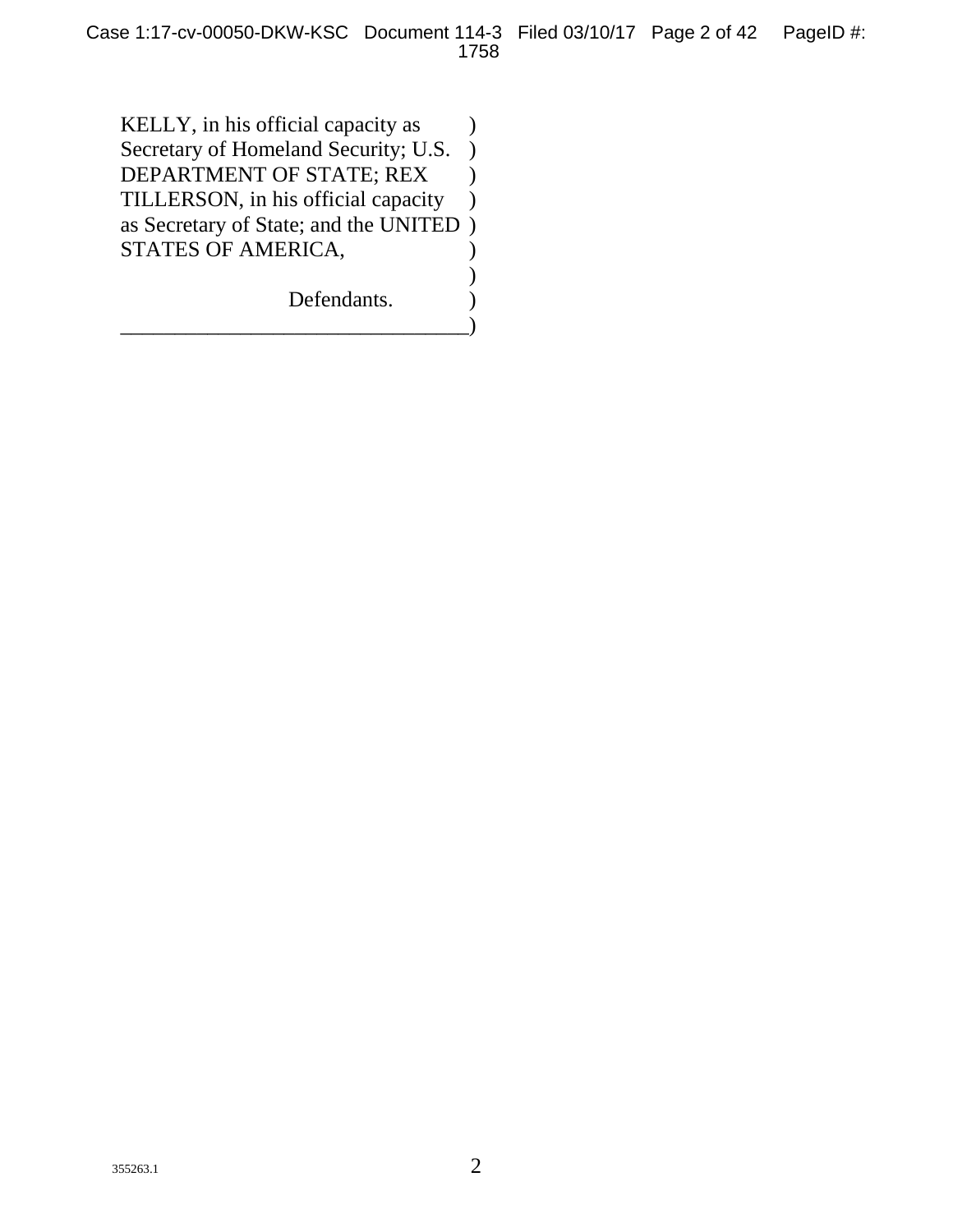KELLY, in his official capacity as )
Secretary of Homeland Security; U.S. )
DEPARTMENT OF STATE; REX )
TILLERSON, in his official capacity )
as Secretary of State; and the UNITED )
STATES OF AMERICA, )
)
Defendants. )
_________________________________)

355263.1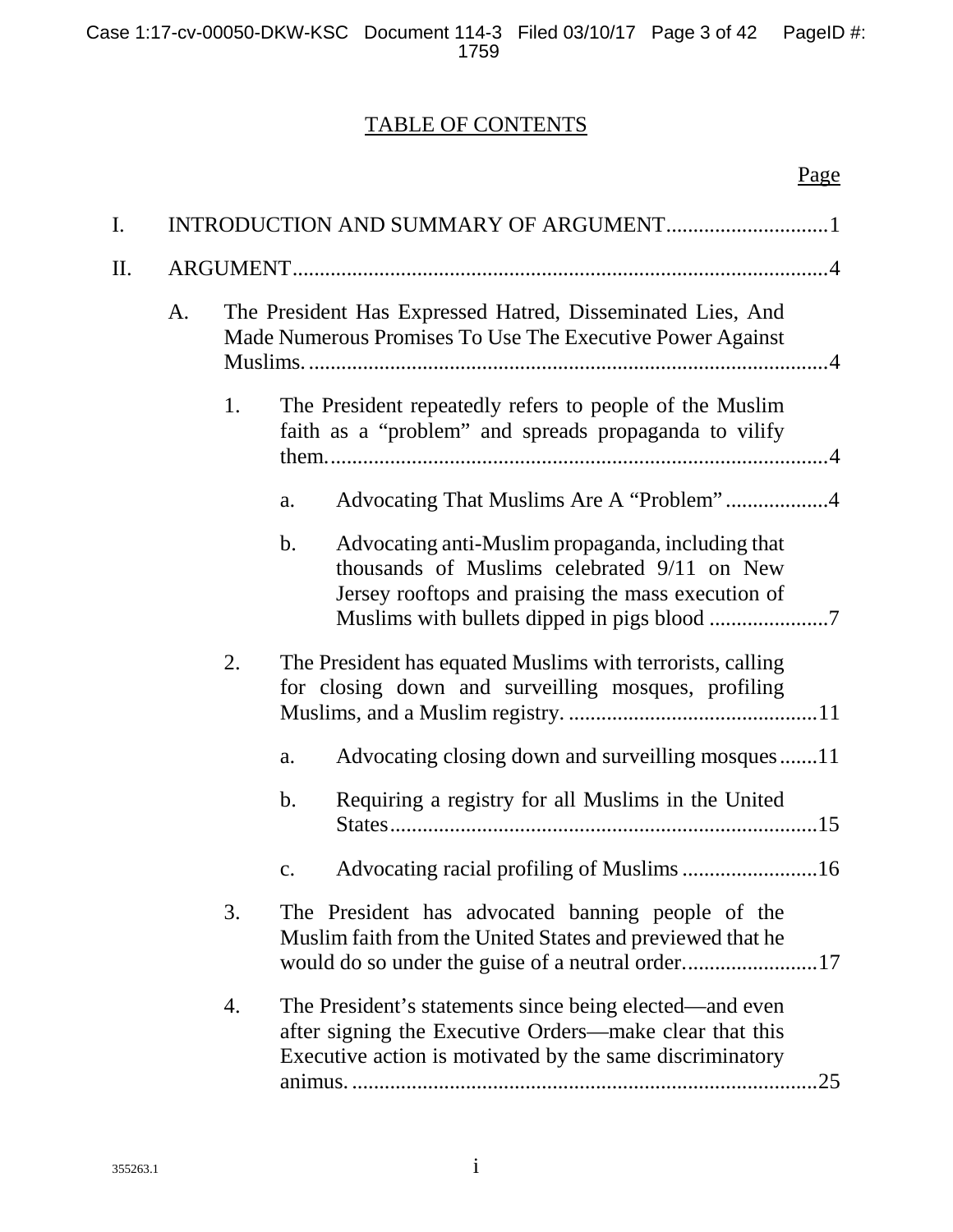# TABLE OF CONTENTS

Page

I. INTRODUCTION AND SUMMARY OF ARGUMENT..............................1

II. ARGUMENT..................................................................................................4

- A. The President Has Expressed Hatred, Disseminated Lies, And Made Numerous Promises To Use The Executive Power Against Muslims. ...............................................................................4
  - 1. The President repeatedly refers to people of the Muslim faith as a "problem" and spreads propaganda to vilify them...........................................................................................4
    - a. Advocating That Muslims Are A "Problem" ...................4
    - b. Advocating anti-Muslim propaganda, including that thousands of Muslims celebrated 9/11 on New Jersey rooftops and praising the mass execution of Muslims with bullets dipped in pigs blood ......................7
  - 2. The President has equated Muslims with terrorists, calling for closing down and surveilling mosques, profiling Muslims, and a Muslim registry. ..............................................11
    - a. Advocating closing down and surveilling mosques.......11
    - b. Requiring a registry for all Muslims in the United States...............................................................................15
    - c. Advocating racial profiling of Muslims .........................16
  - 3. The President has advocated banning people of the Muslim faith from the United States and previewed that he would do so under the guise of a neutral order.........................17
  - 4. The President's statements since being elected—and even after signing the Executive Orders—make clear that this Executive action is motivated by the same discriminatory animus. .....................................................................................25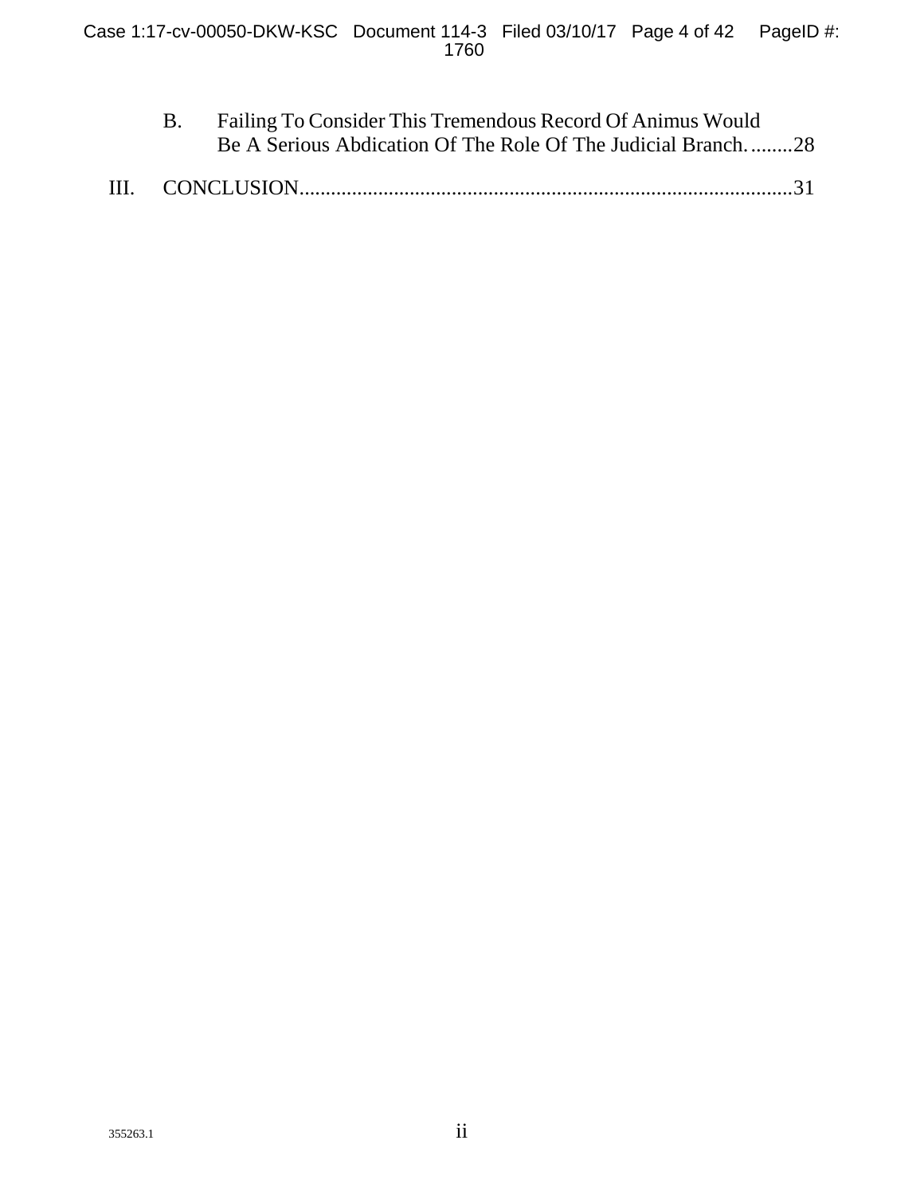B. Failing To Consider This Tremendous Record Of Animus Would Be A Serious Abdication Of The Role Of The Judicial Branch. ........28

III. CONCLUSION..............................................................................................31

355263.1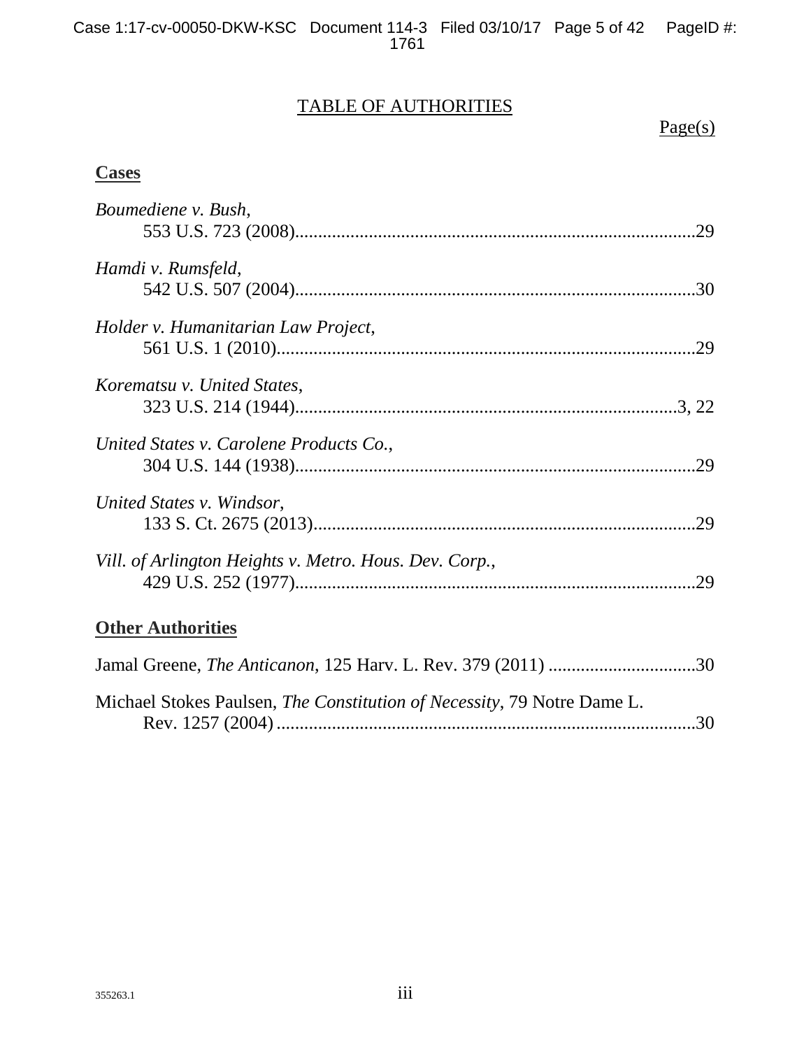# TABLE OF AUTHORITIES

Page(s)

## Cases

*Boumediene v. Bush*,
553 U.S. 723 (2008)......................................................................................29

*Hamdi v. Rumsfeld*,
542 U.S. 507 (2004)......................................................................................30

*Holder v. Humanitarian Law Project*,
561 U.S. 1 (2010)..........................................................................................29

*Korematsu v. United States*,
323 U.S. 214 (1944)..................................................................................3, 22

*United States v. Carolene Products Co.*,
304 U.S. 144 (1938)......................................................................................29

*United States v. Windsor*,
133 S. Ct. 2675 (2013)..................................................................................29

*Vill. of Arlington Heights v. Metro. Hous. Dev. Corp.*,
429 U.S. 252 (1977)......................................................................................29

## Other Authorities

Jamal Greene, *The Anticanon*, 125 Harv. L. Rev. 379 (2011) ................................30

Michael Stokes Paulsen, *The Constitution of Necessity*, 79 Notre Dame L.
Rev. 1257 (2004) ..........................................................................................30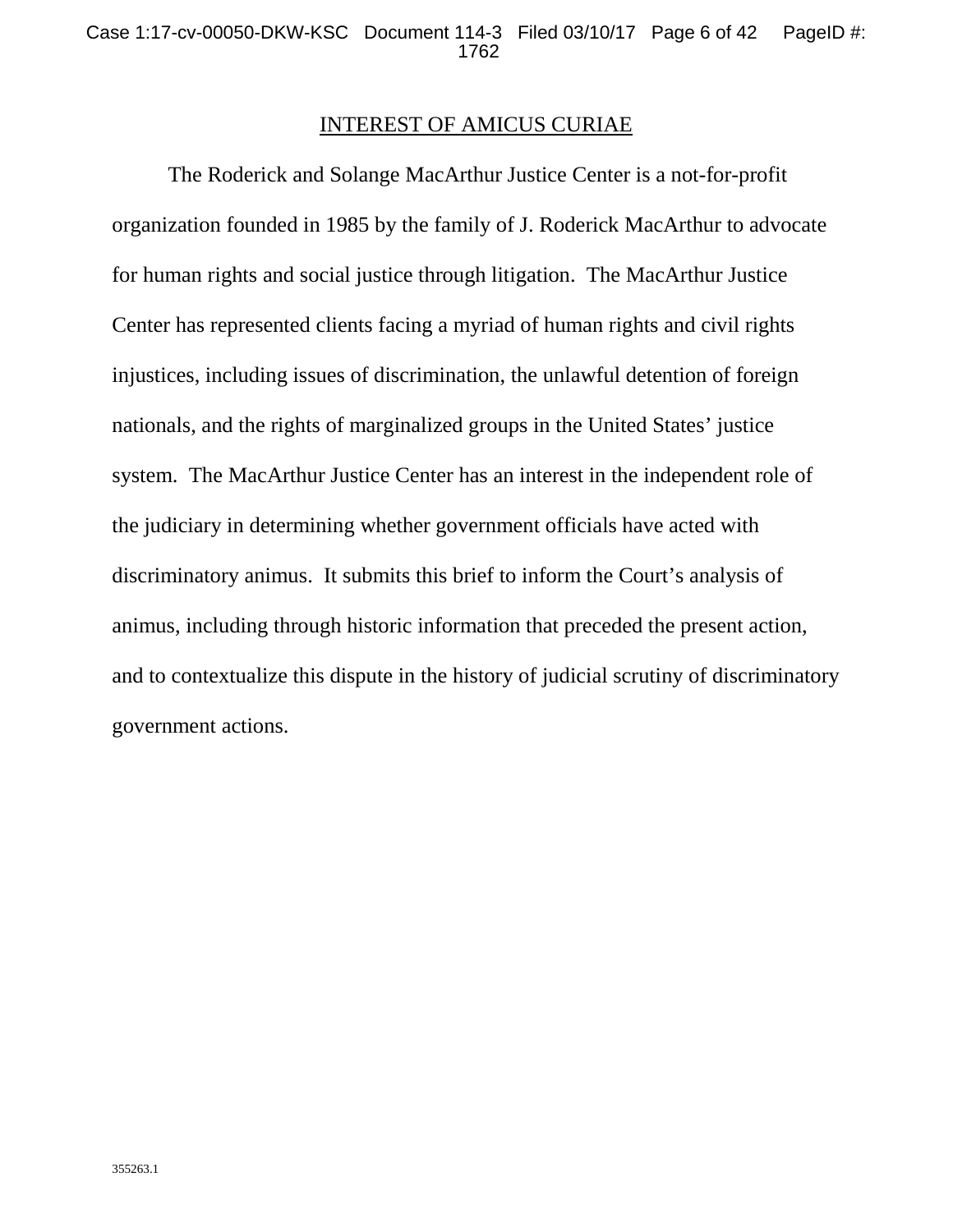## INTEREST OF AMICUS CURIAE

The Roderick and Solange MacArthur Justice Center is a not-for-profit organization founded in 1985 by the family of J. Roderick MacArthur to advocate for human rights and social justice through litigation. The MacArthur Justice Center has represented clients facing a myriad of human rights and civil rights injustices, including issues of discrimination, the unlawful detention of foreign nationals, and the rights of marginalized groups in the United States' justice system. The MacArthur Justice Center has an interest in the independent role of the judiciary in determining whether government officials have acted with discriminatory animus. It submits this brief to inform the Court's analysis of animus, including through historic information that preceded the present action, and to contextualize this dispute in the history of judicial scrutiny of discriminatory government actions.

355263.1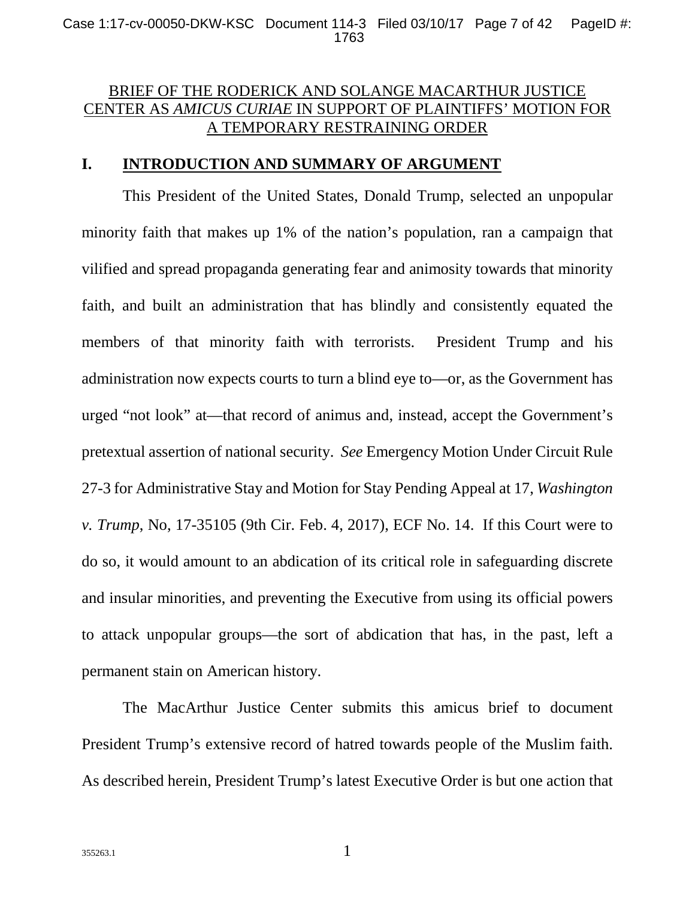BRIEF OF THE RODERICK AND SOLANGE MACARTHUR JUSTICE CENTER AS *AMICUS CURIAE* IN SUPPORT OF PLAINTIFFS' MOTION FOR A TEMPORARY RESTRAINING ORDER

## I. INTRODUCTION AND SUMMARY OF ARGUMENT

This President of the United States, Donald Trump, selected an unpopular minority faith that makes up 1% of the nation's population, ran a campaign that vilified and spread propaganda generating fear and animosity towards that minority faith, and built an administration that has blindly and consistently equated the members of that minority faith with terrorists. President Trump and his administration now expects courts to turn a blind eye to—or, as the Government has urged "not look" at—that record of animus and, instead, accept the Government's pretextual assertion of national security. *See* Emergency Motion Under Circuit Rule 27-3 for Administrative Stay and Motion for Stay Pending Appeal at 17, *Washington v. Trump*, No, 17-35105 (9th Cir. Feb. 4, 2017), ECF No. 14. If this Court were to do so, it would amount to an abdication of its critical role in safeguarding discrete and insular minorities, and preventing the Executive from using its official powers to attack unpopular groups—the sort of abdication that has, in the past, left a permanent stain on American history.

The MacArthur Justice Center submits this amicus brief to document President Trump's extensive record of hatred towards people of the Muslim faith. As described herein, President Trump's latest Executive Order is but one action that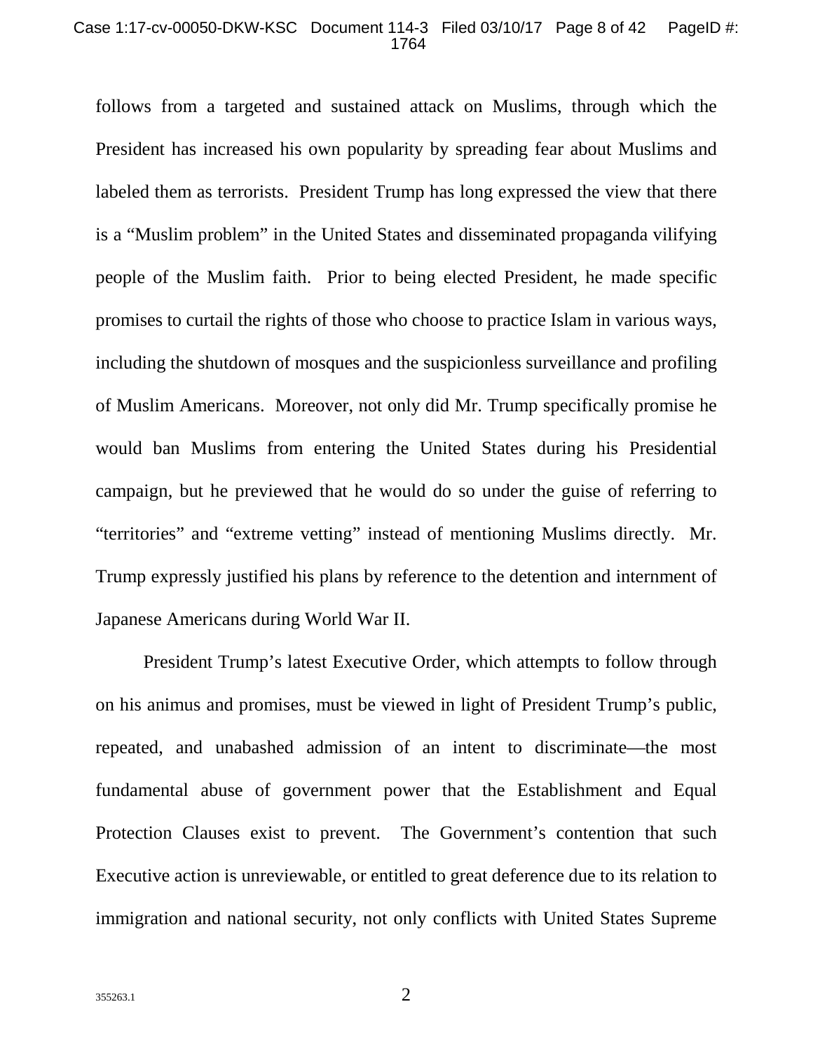follows from a targeted and sustained attack on Muslims, through which the President has increased his own popularity by spreading fear about Muslims and labeled them as terrorists. President Trump has long expressed the view that there is a "Muslim problem" in the United States and disseminated propaganda vilifying people of the Muslim faith. Prior to being elected President, he made specific promises to curtail the rights of those who choose to practice Islam in various ways, including the shutdown of mosques and the suspicionless surveillance and profiling of Muslim Americans. Moreover, not only did Mr. Trump specifically promise he would ban Muslims from entering the United States during his Presidential campaign, but he previewed that he would do so under the guise of referring to "territories" and "extreme vetting" instead of mentioning Muslims directly. Mr. Trump expressly justified his plans by reference to the detention and internment of Japanese Americans during World War II.

President Trump's latest Executive Order, which attempts to follow through on his animus and promises, must be viewed in light of President Trump's public, repeated, and unabashed admission of an intent to discriminate—the most fundamental abuse of government power that the Establishment and Equal Protection Clauses exist to prevent. The Government's contention that such Executive action is unreviewable, or entitled to great deference due to its relation to immigration and national security, not only conflicts with United States Supreme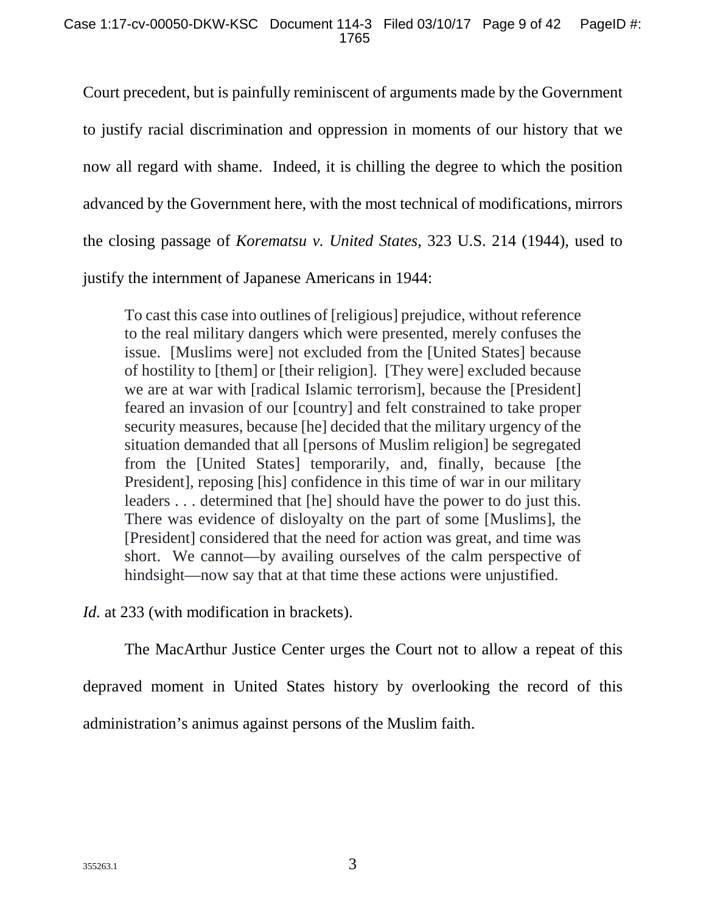Court precedent, but is painfully reminiscent of arguments made by the Government to justify racial discrimination and oppression in moments of our history that we now all regard with shame. Indeed, it is chilling the degree to which the position advanced by the Government here, with the most technical of modifications, mirrors the closing passage of *Korematsu v. United States*, 323 U.S. 214 (1944), used to justify the internment of Japanese Americans in 1944:

> To cast this case into outlines of [religious] prejudice, without reference to the real military dangers which were presented, merely confuses the issue. [Muslims were] not excluded from the [United States] because of hostility to [them] or [their religion]. [They were] excluded because we are at war with [radical Islamic terrorism], because the [President] feared an invasion of our [country] and felt constrained to take proper security measures, because [he] decided that the military urgency of the situation demanded that all [persons of Muslim religion] be segregated from the [United States] temporarily, and, finally, because [the President], reposing [his] confidence in this time of war in our military leaders . . . determined that [he] should have the power to do just this. There was evidence of disloyalty on the part of some [Muslims], the [President] considered that the need for action was great, and time was short. We cannot—by availing ourselves of the calm perspective of hindsight—now say that at that time these actions were unjustified.

*Id.* at 233 (with modification in brackets).

The MacArthur Justice Center urges the Court not to allow a repeat of this depraved moment in United States history by overlooking the record of this administration's animus against persons of the Muslim faith.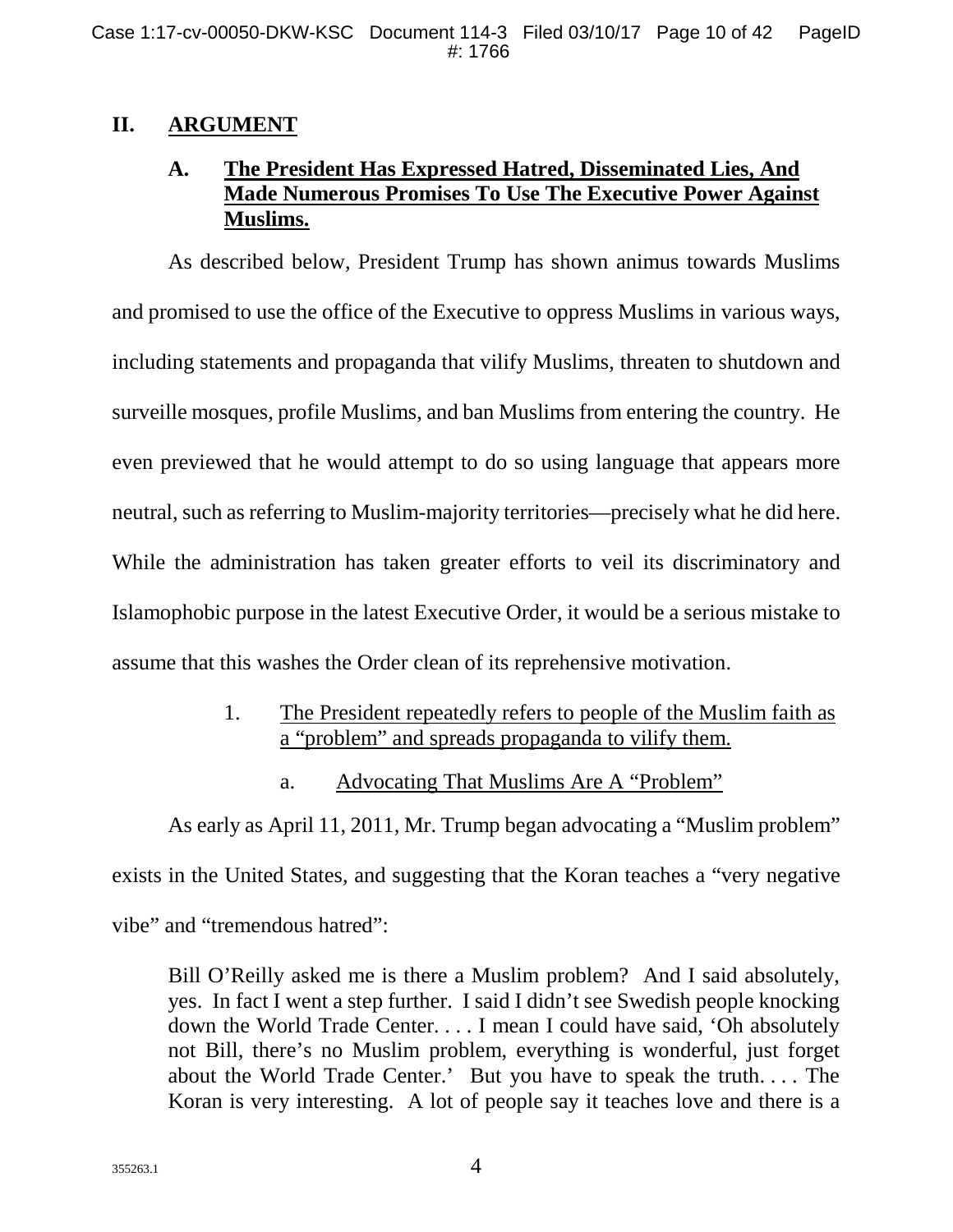## II. ARGUMENT

### A. The President Has Expressed Hatred, Disseminated Lies, And Made Numerous Promises To Use The Executive Power Against Muslims.

As described below, President Trump has shown animus towards Muslims and promised to use the office of the Executive to oppress Muslims in various ways, including statements and propaganda that vilify Muslims, threaten to shutdown and surveille mosques, profile Muslims, and ban Muslims from entering the country. He even previewed that he would attempt to do so using language that appears more neutral, such as referring to Muslim-majority territories—precisely what he did here. While the administration has taken greater efforts to veil its discriminatory and Islamophobic purpose in the latest Executive Order, it would be a serious mistake to assume that this washes the Order clean of its reprehensive motivation.

#### 1. The President repeatedly refers to people of the Muslim faith as a "problem" and spreads propaganda to vilify them.

##### a. Advocating That Muslims Are A "Problem"

As early as April 11, 2011, Mr. Trump began advocating a "Muslim problem" exists in the United States, and suggesting that the Koran teaches a "very negative vibe" and "tremendous hatred":

> Bill O'Reilly asked me is there a Muslim problem? And I said absolutely, yes. In fact I went a step further. I said I didn't see Swedish people knocking down the World Trade Center. . . . I mean I could have said, 'Oh absolutely not Bill, there's no Muslim problem, everything is wonderful, just forget about the World Trade Center.' But you have to speak the truth. . . . The Koran is very interesting. A lot of people say it teaches love and there is a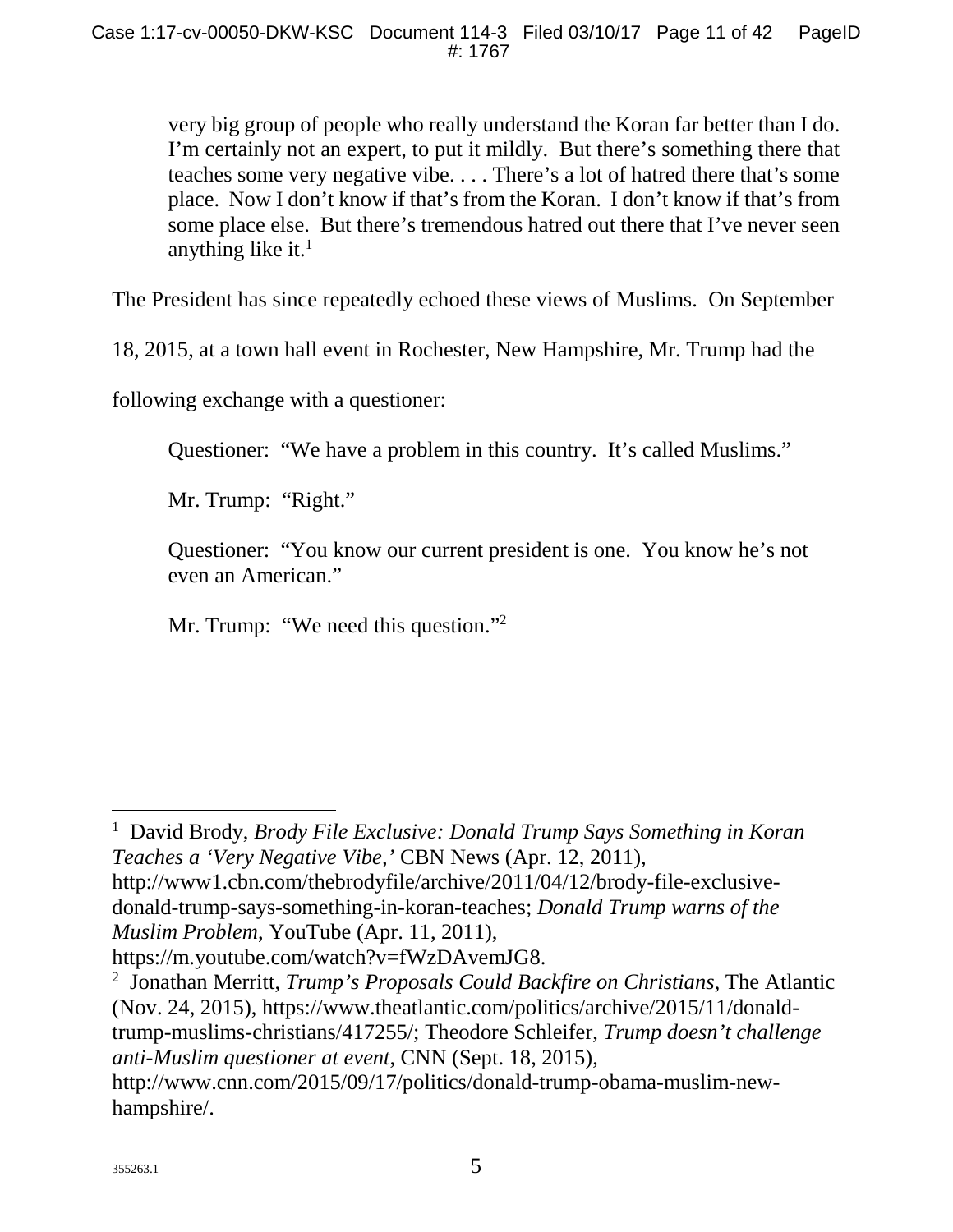> very big group of people who really understand the Koran far better than I do. I'm certainly not an expert, to put it mildly. But there's something there that teaches some very negative vibe. . . . There's a lot of hatred there that's some place. Now I don't know if that's from the Koran. I don't know if that's from some place else. But there's tremendous hatred out there that I've never seen anything like it.[1]

The President has since repeatedly echoed these views of Muslims. On September 18, 2015, at a town hall event in Rochester, New Hampshire, Mr. Trump had the following exchange with a questioner:

> Questioner: "We have a problem in this country. It's called Muslims."
>
> Mr. Trump: "Right."
>
> Questioner: "You know our current president is one. You know he's not even an American."
>
> Mr. Trump: "We need this question."[2]

---

[1] David Brody, *Brody File Exclusive: Donald Trump Says Something in Koran Teaches a 'Very Negative Vibe,'* CBN News (Apr. 12, 2011), http://www1.cbn.com/thebrodyfile/archive/2011/04/12/brody-file-exclusive-donald-trump-says-something-in-koran-teaches; *Donald Trump warns of the Muslim Problem*, YouTube (Apr. 11, 2011), https://m.youtube.com/watch?v=fWzDAvemJG8.

[2] Jonathan Merritt, *Trump's Proposals Could Backfire on Christians*, The Atlantic (Nov. 24, 2015), https://www.theatlantic.com/politics/archive/2015/11/donald-trump-muslims-christians/417255/; Theodore Schleifer, *Trump doesn't challenge anti-Muslim questioner at event*, CNN (Sept. 18, 2015), http://www.cnn.com/2015/09/17/politics/donald-trump-obama-muslim-new-hampshire/.

355263.1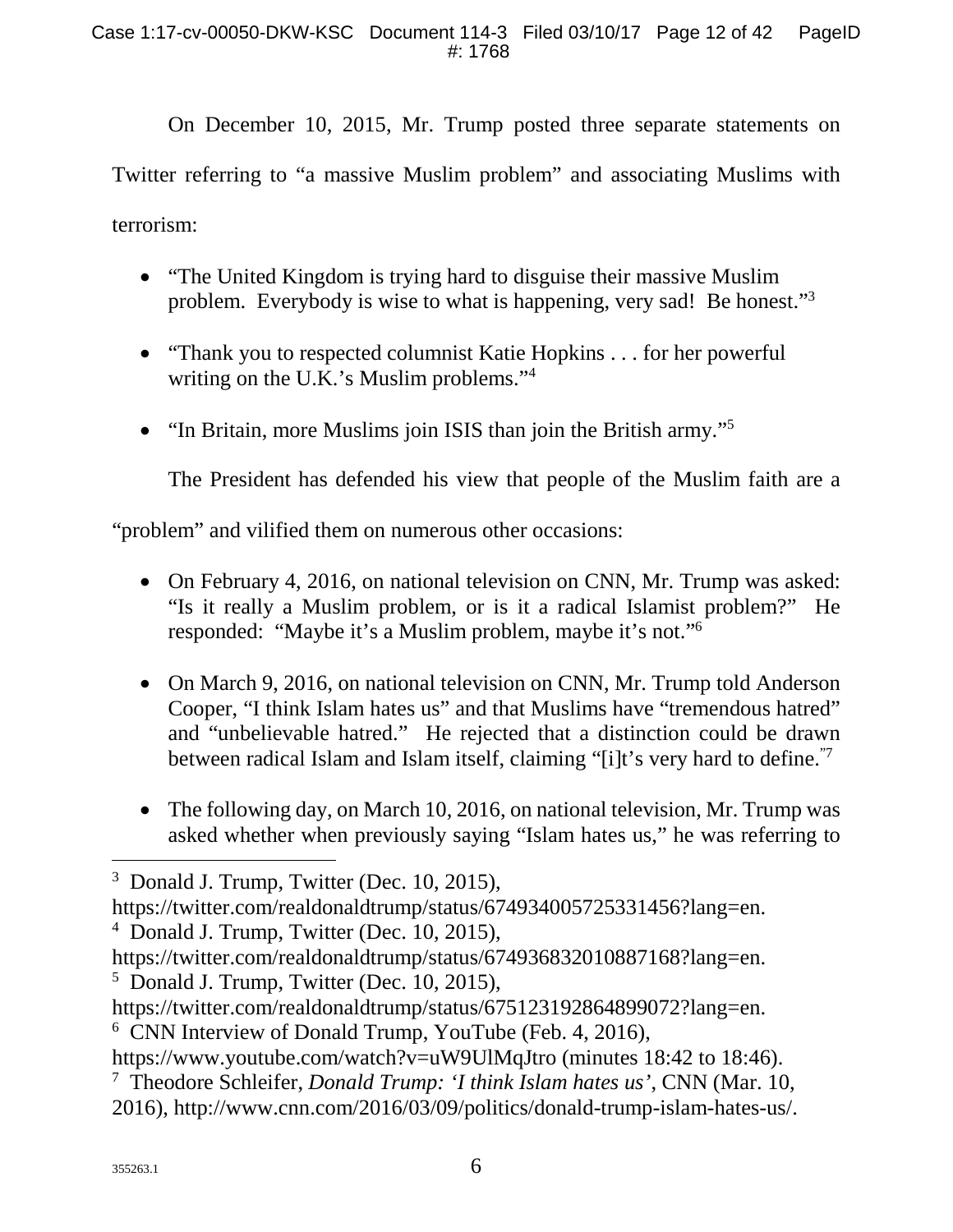On December 10, 2015, Mr. Trump posted three separate statements on Twitter referring to "a massive Muslim problem" and associating Muslims with terrorism:

- "The United Kingdom is trying hard to disguise their massive Muslim problem. Everybody is wise to what is happening, very sad! Be honest."[3]

- "Thank you to respected columnist Katie Hopkins . . . for her powerful writing on the U.K.'s Muslim problems."[4]

- "In Britain, more Muslims join ISIS than join the British army."[5]

The President has defended his view that people of the Muslim faith are a "problem" and vilified them on numerous other occasions:

- On February 4, 2016, on national television on CNN, Mr. Trump was asked: "Is it really a Muslim problem, or is it a radical Islamist problem?" He responded: "Maybe it's a Muslim problem, maybe it's not."[6]

- On March 9, 2016, on national television on CNN, Mr. Trump told Anderson Cooper, "I think Islam hates us" and that Muslims have "tremendous hatred" and "unbelievable hatred." He rejected that a distinction could be drawn between radical Islam and Islam itself, claiming "[i]t's very hard to define."[7]

- The following day, on March 10, 2016, on national television, Mr. Trump was asked whether when previously saying "Islam hates us," he was referring to

---

[3] Donald J. Trump, Twitter (Dec. 10, 2015), https://twitter.com/realdonaldtrump/status/674934005725331456?lang=en.

[4] Donald J. Trump, Twitter (Dec. 10, 2015), https://twitter.com/realdonaldtrump/status/674936832010887168?lang=en.

[5] Donald J. Trump, Twitter (Dec. 10, 2015), https://twitter.com/realdonaldtrump/status/675123192864899072?lang=en.

[6] CNN Interview of Donald Trump, YouTube (Feb. 4, 2016), https://www.youtube.com/watch?v=uW9UlMqJtro (minutes 18:42 to 18:46).

[7] Theodore Schleifer, *Donald Trump: 'I think Islam hates us'*, CNN (Mar. 10, 2016), http://www.cnn.com/2016/03/09/politics/donald-trump-islam-hates-us/.

355263.1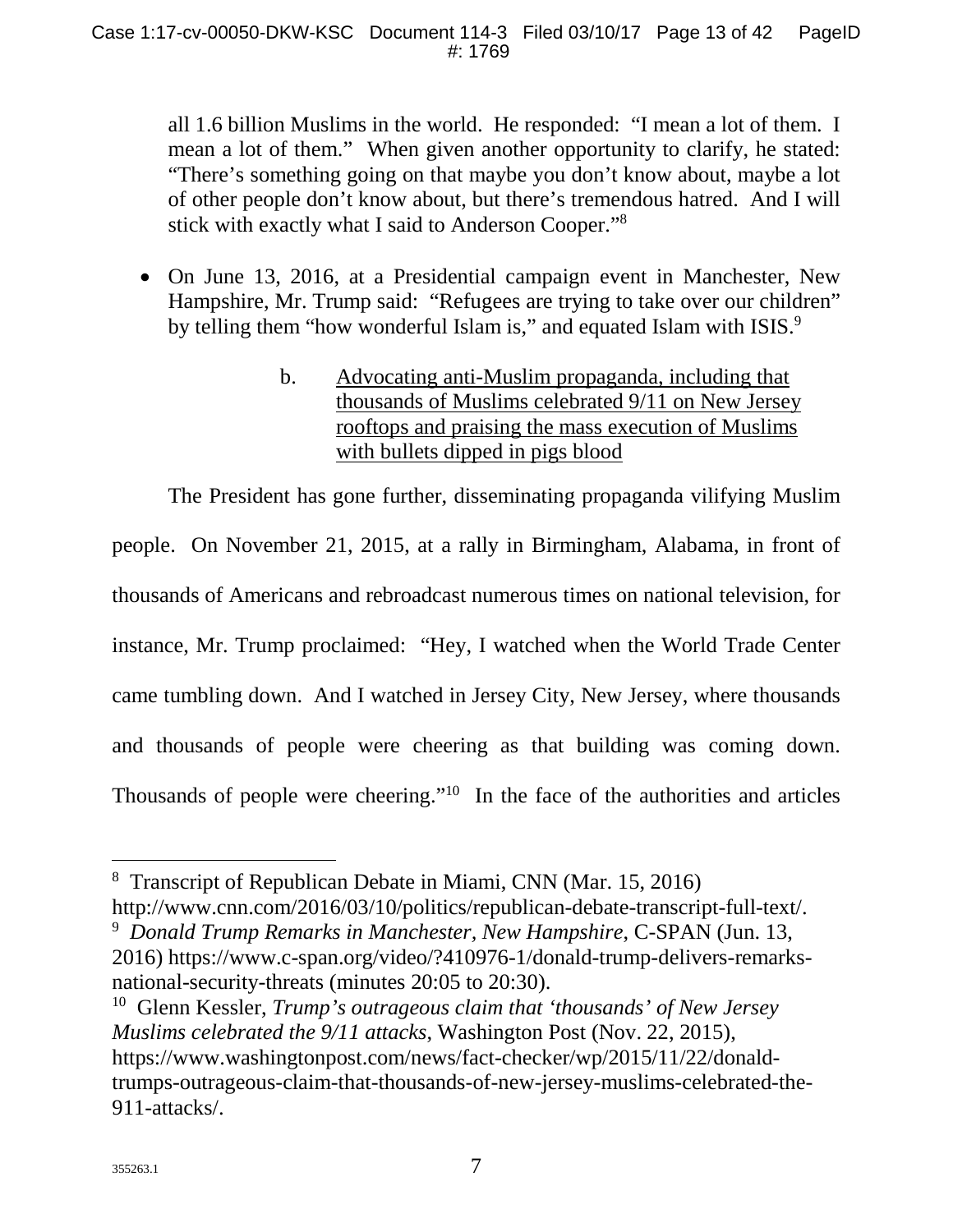all 1.6 billion Muslims in the world. He responded: "I mean a lot of them. I mean a lot of them." When given another opportunity to clarify, he stated: "There's something going on that maybe you don't know about, maybe a lot of other people don't know about, but there's tremendous hatred. And I will stick with exactly what I said to Anderson Cooper."[8]

- On June 13, 2016, at a Presidential campaign event in Manchester, New Hampshire, Mr. Trump said: "Refugees are trying to take over our children" by telling them "how wonderful Islam is," and equated Islam with ISIS.[9]

b. Advocating anti-Muslim propaganda, including that thousands of Muslims celebrated 9/11 on New Jersey rooftops and praising the mass execution of Muslims with bullets dipped in pigs blood

The President has gone further, disseminating propaganda vilifying Muslim people. On November 21, 2015, at a rally in Birmingham, Alabama, in front of thousands of Americans and rebroadcast numerous times on national television, for instance, Mr. Trump proclaimed: "Hey, I watched when the World Trade Center came tumbling down. And I watched in Jersey City, New Jersey, where thousands and thousands of people were cheering as that building was coming down. Thousands of people were cheering."[10] In the face of the authorities and articles

---

[8] Transcript of Republican Debate in Miami, CNN (Mar. 15, 2016) http://www.cnn.com/2016/03/10/politics/republican-debate-transcript-full-text/.

[9] *Donald Trump Remarks in Manchester, New Hampshire*, C-SPAN (Jun. 13, 2016) https://www.c-span.org/video/?410976-1/donald-trump-delivers-remarks-national-security-threats (minutes 20:05 to 20:30).

[10] Glenn Kessler, *Trump's outrageous claim that 'thousands' of New Jersey Muslims celebrated the 9/11 attacks*, Washington Post (Nov. 22, 2015), https://www.washingtonpost.com/news/fact-checker/wp/2015/11/22/donald-trumps-outrageous-claim-that-thousands-of-new-jersey-muslims-celebrated-the-911-attacks/.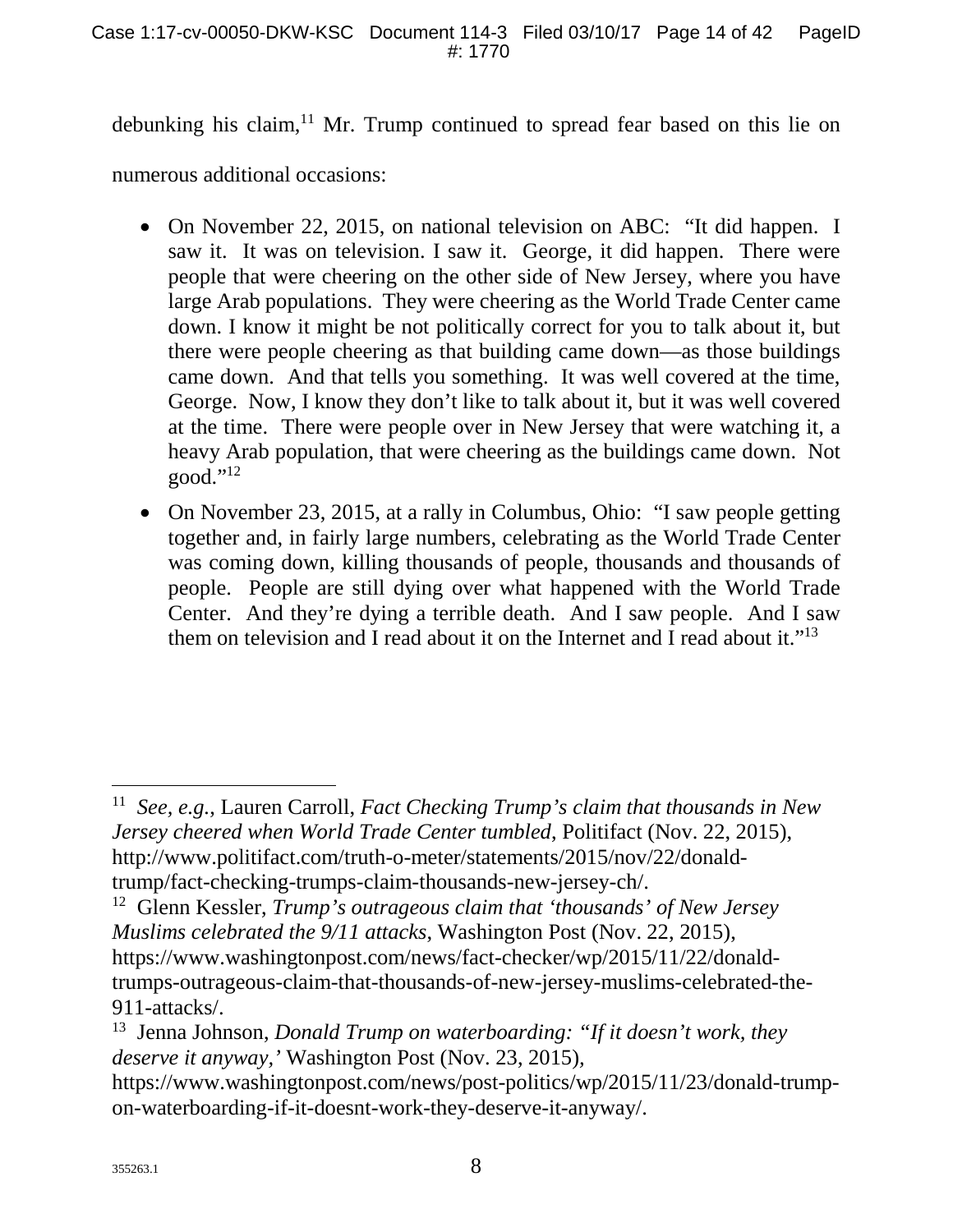debunking his claim,[11] Mr. Trump continued to spread fear based on this lie on numerous additional occasions:

- On November 22, 2015, on national television on ABC: "It did happen. I saw it. It was on television. I saw it. George, it did happen. There were people that were cheering on the other side of New Jersey, where you have large Arab populations. They were cheering as the World Trade Center came down. I know it might be not politically correct for you to talk about it, but there were people cheering as that building came down—as those buildings came down. And that tells you something. It was well covered at the time, George. Now, I know they don't like to talk about it, but it was well covered at the time. There were people over in New Jersey that were watching it, a heavy Arab population, that were cheering as the buildings came down. Not good."[12]
- On November 23, 2015, at a rally in Columbus, Ohio: "I saw people getting together and, in fairly large numbers, celebrating as the World Trade Center was coming down, killing thousands of people, thousands and thousands of people. People are still dying over what happened with the World Trade Center. And they're dying a terrible death. And I saw people. And I saw them on television and I read about it on the Internet and I read about it."[13]

---

[11] *See, e.g.*, Lauren Carroll, *Fact Checking Trump's claim that thousands in New Jersey cheered when World Trade Center tumbled*, Politifact (Nov. 22, 2015), http://www.politifact.com/truth-o-meter/statements/2015/nov/22/donald-trump/fact-checking-trumps-claim-thousands-new-jersey-ch/.

[12] Glenn Kessler, *Trump's outrageous claim that 'thousands' of New Jersey Muslims celebrated the 9/11 attacks*, Washington Post (Nov. 22, 2015), https://www.washingtonpost.com/news/fact-checker/wp/2015/11/22/donald-trumps-outrageous-claim-that-thousands-of-new-jersey-muslims-celebrated-the-911-attacks/.

[13] Jenna Johnson, *Donald Trump on waterboarding: "If it doesn't work, they deserve it anyway,'* Washington Post (Nov. 23, 2015), https://www.washingtonpost.com/news/post-politics/wp/2015/11/23/donald-trump-on-waterboarding-if-it-doesnt-work-they-deserve-it-anyway/.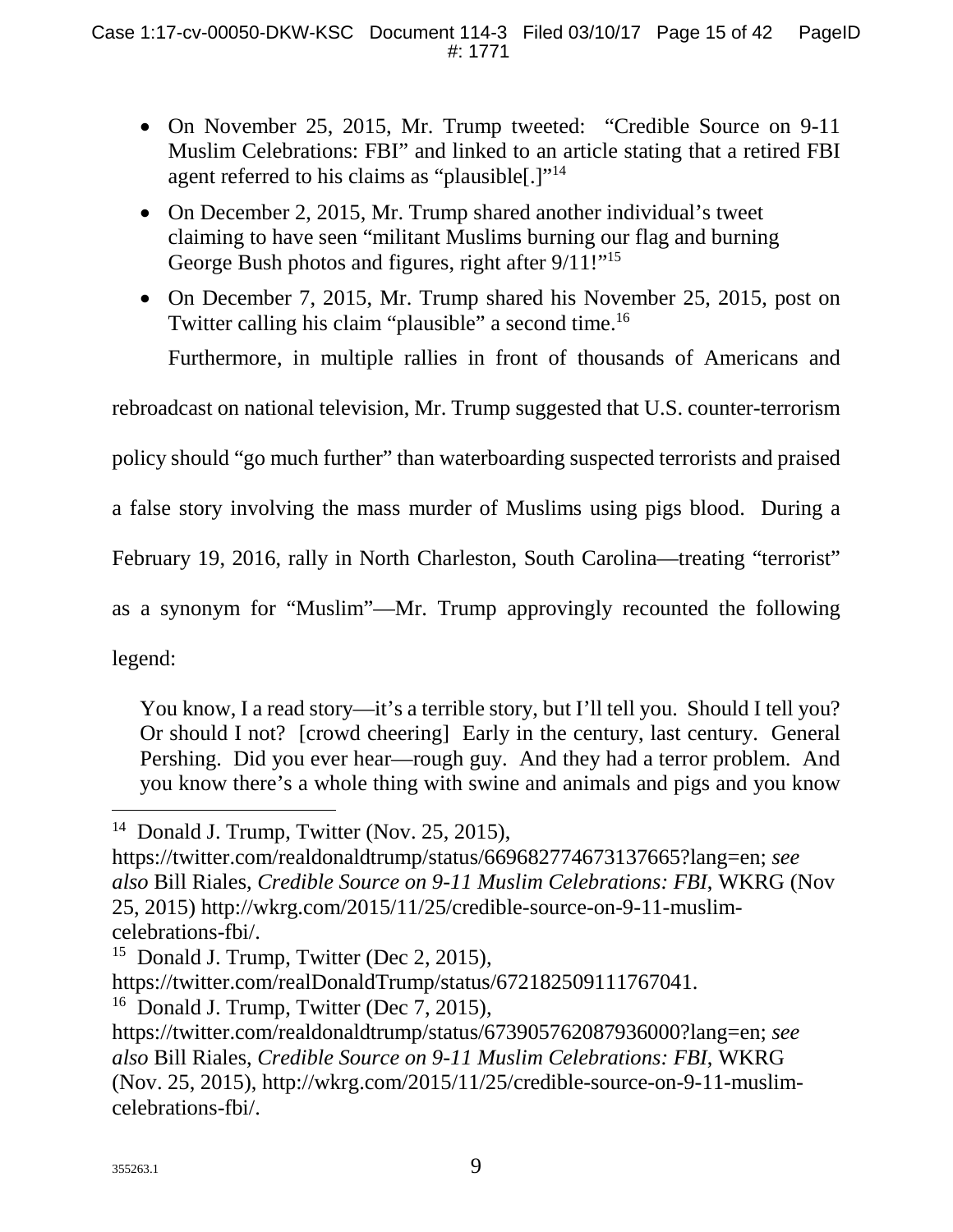- On November 25, 2015, Mr. Trump tweeted: "Credible Source on 9-11 Muslim Celebrations: FBI" and linked to an article stating that a retired FBI agent referred to his claims as "plausible[.]"[14]
- On December 2, 2015, Mr. Trump shared another individual's tweet claiming to have seen "militant Muslims burning our flag and burning George Bush photos and figures, right after 9/11!"[15]
- On December 7, 2015, Mr. Trump shared his November 25, 2015, post on Twitter calling his claim "plausible" a second time.[16]

Furthermore, in multiple rallies in front of thousands of Americans and rebroadcast on national television, Mr. Trump suggested that U.S. counter-terrorism policy should "go much further" than waterboarding suspected terrorists and praised a false story involving the mass murder of Muslims using pigs blood. During a February 19, 2016, rally in North Charleston, South Carolina—treating "terrorist" as a synonym for "Muslim"—Mr. Trump approvingly recounted the following legend:

> You know, I a read story—it's a terrible story, but I'll tell you. Should I tell you? Or should I not? [crowd cheering] Early in the century, last century. General Pershing. Did you ever hear—rough guy. And they had a terror problem. And you know there's a whole thing with swine and animals and pigs and you know

---

[14] Donald J. Trump, Twitter (Nov. 25, 2015), https://twitter.com/realdonaldtrump/status/669682774673137665?lang=en; *see also* Bill Riales, *Credible Source on 9-11 Muslim Celebrations: FBI*, WKRG (Nov 25, 2015) http://wkrg.com/2015/11/25/credible-source-on-9-11-muslim-celebrations-fbi/.

[15] Donald J. Trump, Twitter (Dec 2, 2015), https://twitter.com/realDonaldTrump/status/672182509111767041.

[16] Donald J. Trump, Twitter (Dec 7, 2015), https://twitter.com/realdonaldtrump/status/673905762087936000?lang=en; *see also* Bill Riales, *Credible Source on 9-11 Muslim Celebrations: FBI*, WKRG (Nov. 25, 2015), http://wkrg.com/2015/11/25/credible-source-on-9-11-muslim-celebrations-fbi/.

355263.1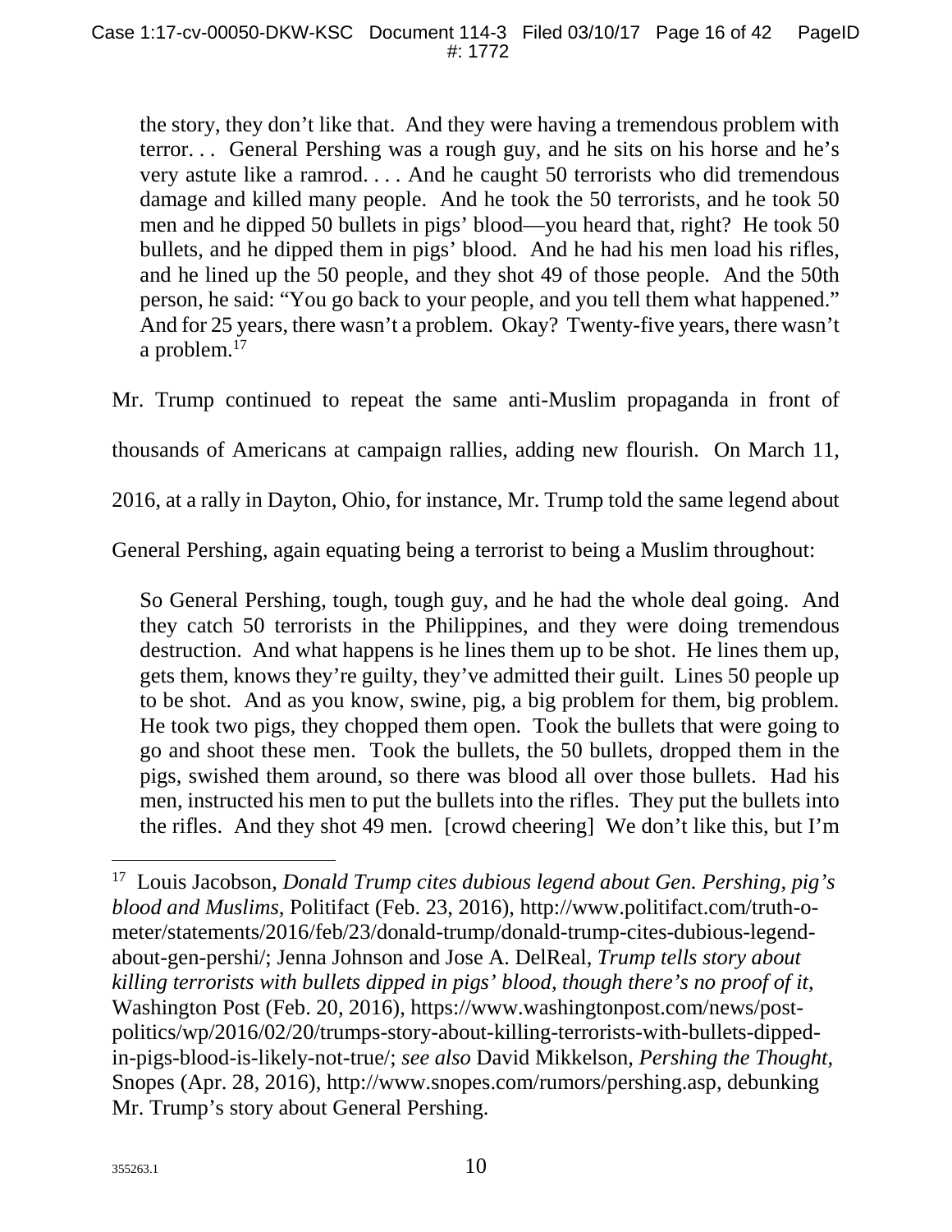> the story, they don't like that. And they were having a tremendous problem with terror. . . General Pershing was a rough guy, and he sits on his horse and he's very astute like a ramrod. . . . And he caught 50 terrorists who did tremendous damage and killed many people. And he took the 50 terrorists, and he took 50 men and he dipped 50 bullets in pigs' blood—you heard that, right? He took 50 bullets, and he dipped them in pigs' blood. And he had his men load his rifles, and he lined up the 50 people, and they shot 49 of those people. And the 50th person, he said: "You go back to your people, and you tell them what happened." And for 25 years, there wasn't a problem. Okay? Twenty-five years, there wasn't a problem.[17]

Mr. Trump continued to repeat the same anti-Muslim propaganda in front of thousands of Americans at campaign rallies, adding new flourish. On March 11, 2016, at a rally in Dayton, Ohio, for instance, Mr. Trump told the same legend about General Pershing, again equating being a terrorist to being a Muslim throughout:

> So General Pershing, tough, tough guy, and he had the whole deal going. And they catch 50 terrorists in the Philippines, and they were doing tremendous destruction. And what happens is he lines them up to be shot. He lines them up, gets them, knows they're guilty, they've admitted their guilt. Lines 50 people up to be shot. And as you know, swine, pig, a big problem for them, big problem. He took two pigs, they chopped them open. Took the bullets that were going to go and shoot these men. Took the bullets, the 50 bullets, dropped them in the pigs, swished them around, so there was blood all over those bullets. Had his men, instructed his men to put the bullets into the rifles. They put the bullets into the rifles. And they shot 49 men. [crowd cheering] We don't like this, but I'm

---

[17] Louis Jacobson, *Donald Trump cites dubious legend about Gen. Pershing, pig's blood and Muslims,* Politifact (Feb. 23, 2016), http://www.politifact.com/truth-o-meter/statements/2016/feb/23/donald-trump/donald-trump-cites-dubious-legend-about-gen-pershi/; Jenna Johnson and Jose A. DelReal, *Trump tells story about killing terrorists with bullets dipped in pigs' blood, though there's no proof of it,* Washington Post (Feb. 20, 2016), https://www.washingtonpost.com/news/post-politics/wp/2016/02/20/trumps-story-about-killing-terrorists-with-bullets-dipped-in-pigs-blood-is-likely-not-true/; *see also* David Mikkelson, *Pershing the Thought,* Snopes (Apr. 28, 2016), http://www.snopes.com/rumors/pershing.asp, debunking Mr. Trump's story about General Pershing.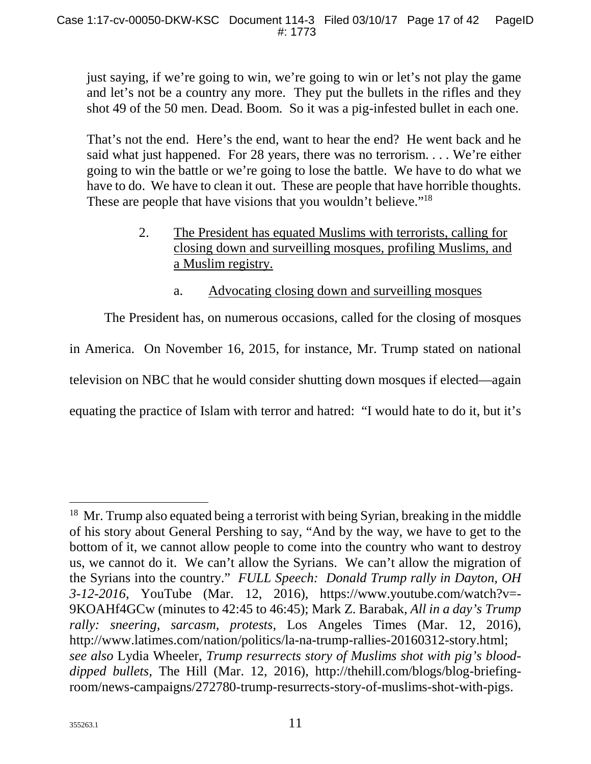just saying, if we're going to win, we're going to win or let's not play the game and let's not be a country any more. They put the bullets in the rifles and they shot 49 of the 50 men. Dead. Boom. So it was a pig-infested bullet in each one.

That's not the end. Here's the end, want to hear the end? He went back and he said what just happened. For 28 years, there was no terrorism. . . . We're either going to win the battle or we're going to lose the battle. We have to do what we have to do. We have to clean it out. These are people that have horrible thoughts. These are people that have visions that you wouldn't believe."[18]

2. <u>The President has equated Muslims with terrorists, calling for closing down and surveilling mosques, profiling Muslims, and a Muslim registry.</u>

a. <u>Advocating closing down and surveilling mosques</u>

The President has, on numerous occasions, called for the closing of mosques in America. On November 16, 2015, for instance, Mr. Trump stated on national television on NBC that he would consider shutting down mosques if elected—again equating the practice of Islam with terror and hatred: "I would hate to do it, but it's

---

[18] Mr. Trump also equated being a terrorist with being Syrian, breaking in the middle of his story about General Pershing to say, "And by the way, we have to get to the bottom of it, we cannot allow people to come into the country who want to destroy us, we cannot do it. We can't allow the Syrians. We can't allow the migration of the Syrians into the country." *FULL Speech: Donald Trump rally in Dayton, OH 3-12-2016*, YouTube (Mar. 12, 2016), https://www.youtube.com/watch?v=-9KOAHf4GCw (minutes to 42:45 to 46:45); Mark Z. Barabak, *All in a day's Trump rally: sneering, sarcasm, protests*, Los Angeles Times (Mar. 12, 2016), http://www.latimes.com/nation/politics/la-na-trump-rallies-20160312-story.html; *see also* Lydia Wheeler, *Trump resurrects story of Muslims shot with pig's blood-dipped bullets*, The Hill (Mar. 12, 2016), http://thehill.com/blogs/blog-briefing-room/news-campaigns/272780-trump-resurrects-story-of-muslims-shot-with-pigs.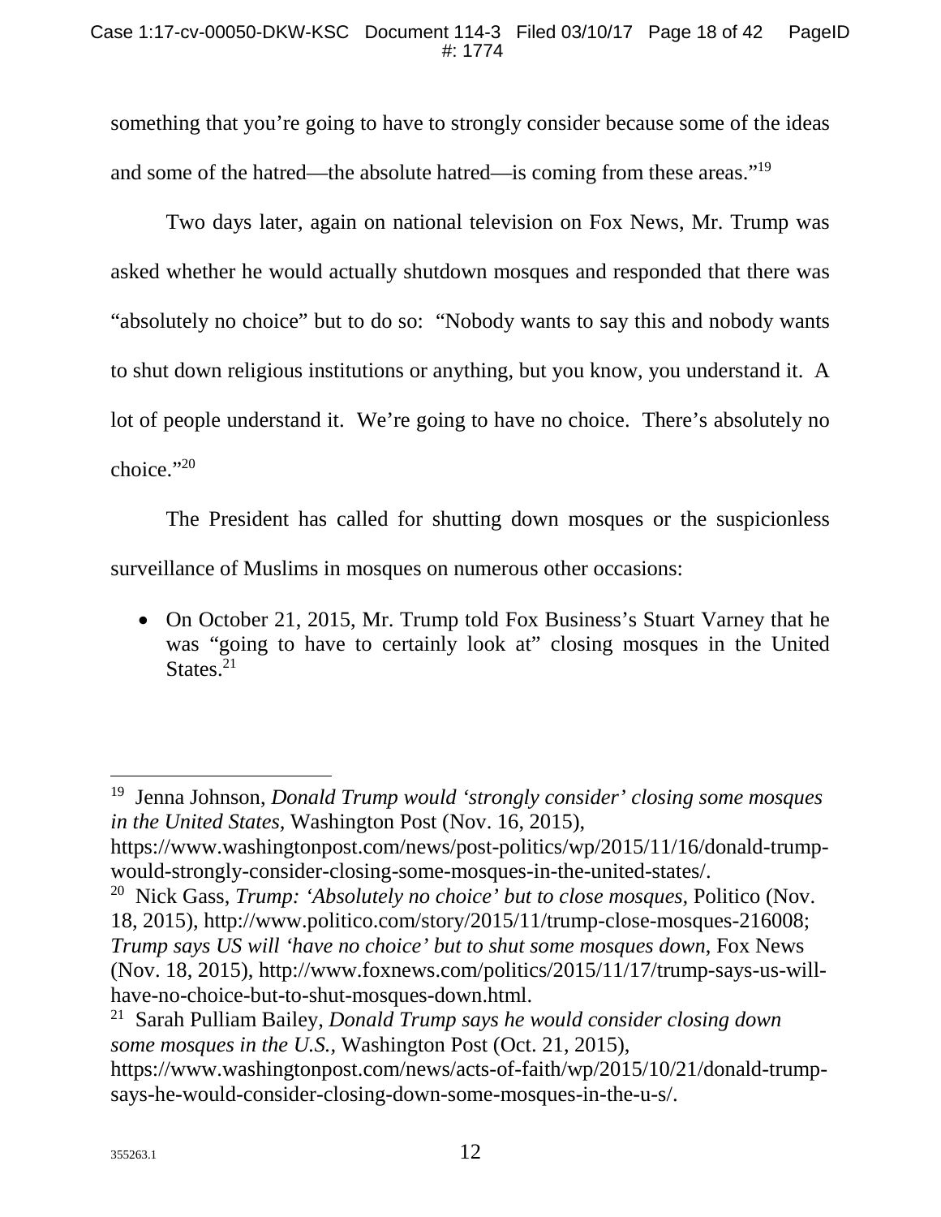something that you're going to have to strongly consider because some of the ideas and some of the hatred—the absolute hatred—is coming from these areas."[19]

Two days later, again on national television on Fox News, Mr. Trump was asked whether he would actually shutdown mosques and responded that there was "absolutely no choice" but to do so: "Nobody wants to say this and nobody wants to shut down religious institutions or anything, but you know, you understand it. A lot of people understand it. We're going to have no choice. There's absolutely no choice."[20]

The President has called for shutting down mosques or the suspicionless surveillance of Muslims in mosques on numerous other occasions:

- On October 21, 2015, Mr. Trump told Fox Business's Stuart Varney that he was "going to have to certainly look at" closing mosques in the United States.[21]

---

[19] Jenna Johnson, *Donald Trump would 'strongly consider' closing some mosques in the United States*, Washington Post (Nov. 16, 2015), https://www.washingtonpost.com/news/post-politics/wp/2015/11/16/donald-trump-would-strongly-consider-closing-some-mosques-in-the-united-states/.

[20] Nick Gass, *Trump: 'Absolutely no choice' but to close mosques,* Politico (Nov. 18, 2015), http://www.politico.com/story/2015/11/trump-close-mosques-216008; *Trump says US will 'have no choice' but to shut some mosques down*, Fox News (Nov. 18, 2015), http://www.foxnews.com/politics/2015/11/17/trump-says-us-will-have-no-choice-but-to-shut-mosques-down.html.

[21] Sarah Pulliam Bailey, *Donald Trump says he would consider closing down some mosques in the U.S.,* Washington Post (Oct. 21, 2015), https://www.washingtonpost.com/news/acts-of-faith/wp/2015/10/21/donald-trump-says-he-would-consider-closing-down-some-mosques-in-the-u-s/.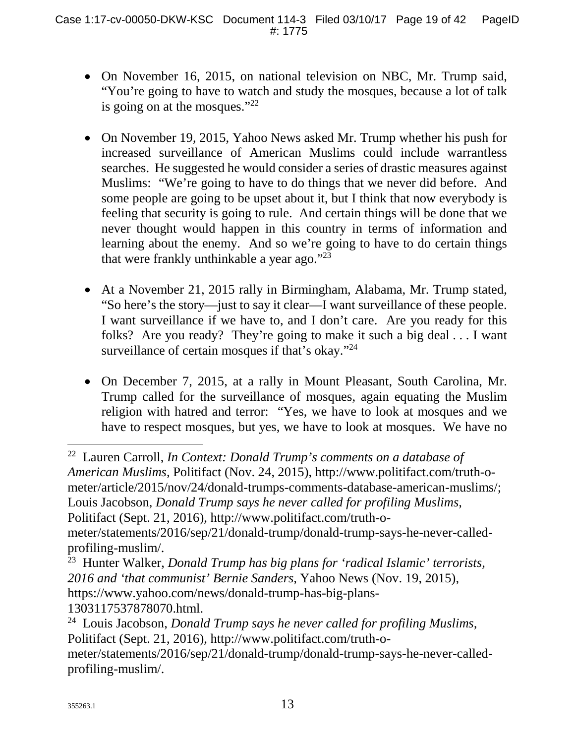- On November 16, 2015, on national television on NBC, Mr. Trump said, "You're going to have to watch and study the mosques, because a lot of talk is going on at the mosques."[22]

- On November 19, 2015, Yahoo News asked Mr. Trump whether his push for increased surveillance of American Muslims could include warrantless searches. He suggested he would consider a series of drastic measures against Muslims: "We're going to have to do things that we never did before. And some people are going to be upset about it, but I think that now everybody is feeling that security is going to rule. And certain things will be done that we never thought would happen in this country in terms of information and learning about the enemy. And so we're going to have to do certain things that were frankly unthinkable a year ago."[23]

- At a November 21, 2015 rally in Birmingham, Alabama, Mr. Trump stated, "So here's the story—just to say it clear—I want surveillance of these people. I want surveillance if we have to, and I don't care. Are you ready for this folks? Are you ready? They're going to make it such a big deal . . . I want surveillance of certain mosques if that's okay."[24]

- On December 7, 2015, at a rally in Mount Pleasant, South Carolina, Mr. Trump called for the surveillance of mosques, again equating the Muslim religion with hatred and terror: "Yes, we have to look at mosques and we have to respect mosques, but yes, we have to look at mosques. We have no

---

[22] Lauren Carroll, *In Context: Donald Trump's comments on a database of American Muslims*, Politifact (Nov. 24, 2015), http://www.politifact.com/truth-o-meter/article/2015/nov/24/donald-trumps-comments-database-american-muslims/; Louis Jacobson, *Donald Trump says he never called for profiling Muslims*, Politifact (Sept. 21, 2016), http://www.politifact.com/truth-o-meter/statements/2016/sep/21/donald-trump/donald-trump-says-he-never-called-profiling-muslim/.

[23] Hunter Walker, *Donald Trump has big plans for 'radical Islamic' terrorists, 2016 and 'that communist' Bernie Sanders*, Yahoo News (Nov. 19, 2015), https://www.yahoo.com/news/donald-trump-has-big-plans-1303117537878070.html.

[24] Louis Jacobson, *Donald Trump says he never called for profiling Muslims*, Politifact (Sept. 21, 2016), http://www.politifact.com/truth-o-meter/statements/2016/sep/21/donald-trump/donald-trump-says-he-never-called-profiling-muslim/.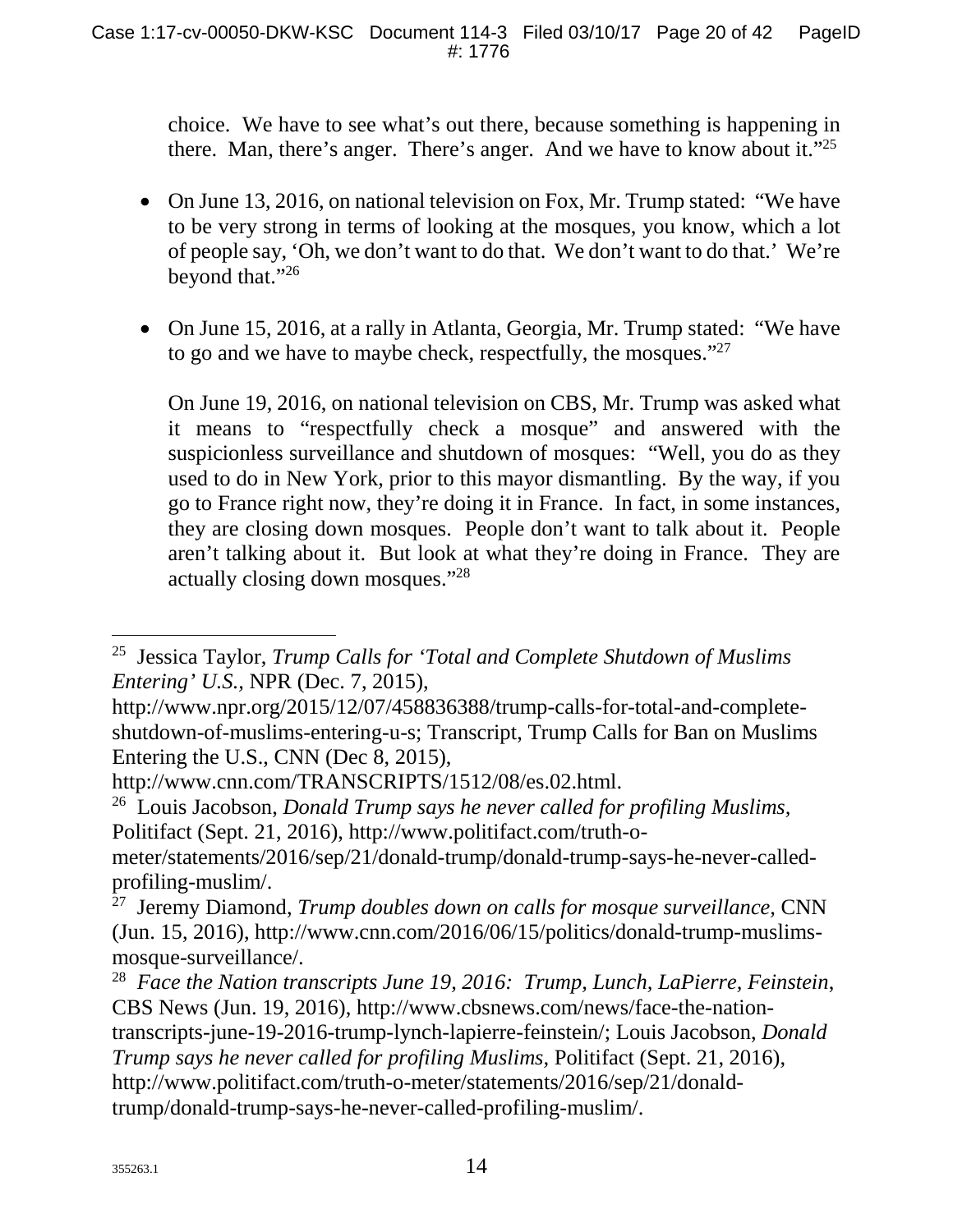choice. We have to see what's out there, because something is happening in there. Man, there's anger. There's anger. And we have to know about it."[25]

- On June 13, 2016, on national television on Fox, Mr. Trump stated: "We have to be very strong in terms of looking at the mosques, you know, which a lot of people say, 'Oh, we don't want to do that. We don't want to do that.' We're beyond that."[26]

- On June 15, 2016, at a rally in Atlanta, Georgia, Mr. Trump stated: "We have to go and we have to maybe check, respectfully, the mosques."[27]

  On June 19, 2016, on national television on CBS, Mr. Trump was asked what it means to "respectfully check a mosque" and answered with the suspicionless surveillance and shutdown of mosques: "Well, you do as they used to do in New York, prior to this mayor dismantling. By the way, if you go to France right now, they're doing it in France. In fact, in some instances, they are closing down mosques. People don't want to talk about it. People aren't talking about it. But look at what they're doing in France. They are actually closing down mosques."[28]

---

[25] Jessica Taylor, *Trump Calls for 'Total and Complete Shutdown of Muslims Entering' U.S.*, NPR (Dec. 7, 2015), http://www.npr.org/2015/12/07/458836388/trump-calls-for-total-and-complete-shutdown-of-muslims-entering-u-s; Transcript, Trump Calls for Ban on Muslims Entering the U.S., CNN (Dec 8, 2015), http://www.cnn.com/TRANSCRIPTS/1512/08/es.02.html.

[26] Louis Jacobson, *Donald Trump says he never called for profiling Muslims*, Politifact (Sept. 21, 2016), http://www.politifact.com/truth-o-meter/statements/2016/sep/21/donald-trump/donald-trump-says-he-never-called-profiling-muslim/.

[27] Jeremy Diamond, *Trump doubles down on calls for mosque surveillance*, CNN (Jun. 15, 2016), http://www.cnn.com/2016/06/15/politics/donald-trump-muslims-mosque-surveillance/.

[28] *Face the Nation transcripts June 19, 2016: Trump, Lunch, LaPierre, Feinstein*, CBS News (Jun. 19, 2016), http://www.cbsnews.com/news/face-the-nation-transcripts-june-19-2016-trump-lynch-lapierre-feinstein/; Louis Jacobson, *Donald Trump says he never called for profiling Muslims*, Politifact (Sept. 21, 2016), http://www.politifact.com/truth-o-meter/statements/2016/sep/21/donald-trump/donald-trump-says-he-never-called-profiling-muslim/.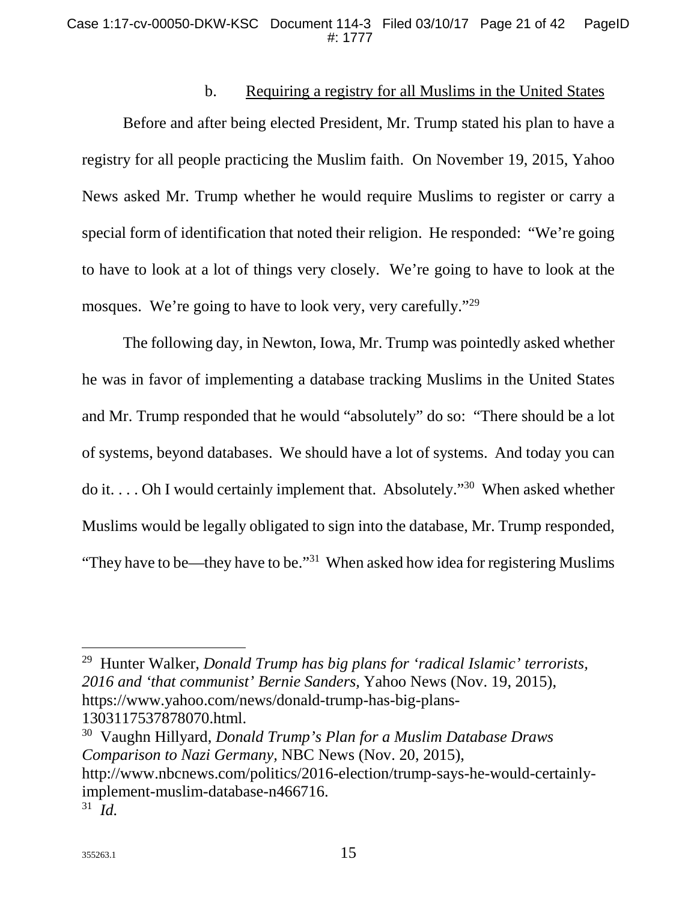b. <u>Requiring a registry for all Muslims in the United States</u>

Before and after being elected President, Mr. Trump stated his plan to have a registry for all people practicing the Muslim faith. On November 19, 2015, Yahoo News asked Mr. Trump whether he would require Muslims to register or carry a special form of identification that noted their religion. He responded: "We're going to have to look at a lot of things very closely. We're going to have to look at the mosques. We're going to have to look very, very carefully."[29]

The following day, in Newton, Iowa, Mr. Trump was pointedly asked whether he was in favor of implementing a database tracking Muslims in the United States and Mr. Trump responded that he would "absolutely" do so: "There should be a lot of systems, beyond databases. We should have a lot of systems. And today you can do it. . . . Oh I would certainly implement that. Absolutely."[30] When asked whether Muslims would be legally obligated to sign into the database, Mr. Trump responded, "They have to be—they have to be."[31] When asked how idea for registering Muslims

---

[29] Hunter Walker, *Donald Trump has big plans for 'radical Islamic' terrorists, 2016 and 'that communist' Bernie Sanders,* Yahoo News (Nov. 19, 2015), https://www.yahoo.com/news/donald-trump-has-big-plans-1303117537878070.html.

[30] Vaughn Hillyard, *Donald Trump's Plan for a Muslim Database Draws Comparison to Nazi Germany,* NBC News (Nov. 20, 2015), http://www.nbcnews.com/politics/2016-election/trump-says-he-would-certainly-implement-muslim-database-n466716.

[31] *Id.*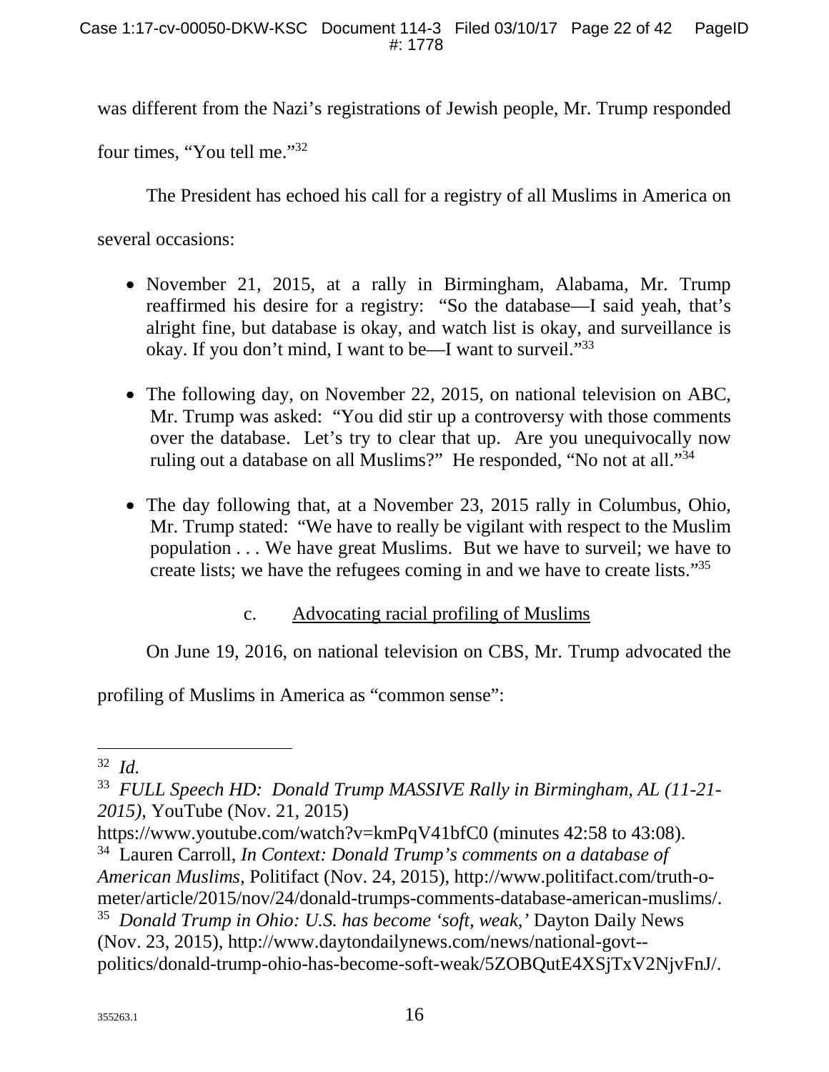was different from the Nazi's registrations of Jewish people, Mr. Trump responded four times, "You tell me."[32]

The President has echoed his call for a registry of all Muslims in America on several occasions:

- November 21, 2015, at a rally in Birmingham, Alabama, Mr. Trump reaffirmed his desire for a registry: "So the database—I said yeah, that's alright fine, but database is okay, and watch list is okay, and surveillance is okay. If you don't mind, I want to be—I want to surveil."[33]

- The following day, on November 22, 2015, on national television on ABC, Mr. Trump was asked: "You did stir up a controversy with those comments over the database. Let's try to clear that up. Are you unequivocally now ruling out a database on all Muslims?" He responded, "No not at all."[34]

- The day following that, at a November 23, 2015 rally in Columbus, Ohio, Mr. Trump stated: "We have to really be vigilant with respect to the Muslim population . . . We have great Muslims. But we have to surveil; we have to create lists; we have the refugees coming in and we have to create lists."[35]

c. <u>Advocating racial profiling of Muslims</u>

On June 19, 2016, on national television on CBS, Mr. Trump advocated the profiling of Muslims in America as "common sense":

---

[32] *Id.*

[33] *FULL Speech HD: Donald Trump MASSIVE Rally in Birmingham, AL (11-21-2015)*, YouTube (Nov. 21, 2015) https://www.youtube.com/watch?v=kmPqV41bfC0 (minutes 42:58 to 43:08).

[34] Lauren Carroll, *In Context: Donald Trump's comments on a database of American Muslims*, Politifact (Nov. 24, 2015), http://www.politifact.com/truth-o-meter/article/2015/nov/24/donald-trumps-comments-database-american-muslims/.

[35] *Donald Trump in Ohio: U.S. has become 'soft, weak,'* Dayton Daily News (Nov. 23, 2015), http://www.daytondailynews.com/news/national-govt--politics/donald-trump-ohio-has-become-soft-weak/5ZOBQutE4XSjTxV2NjvFnJ/.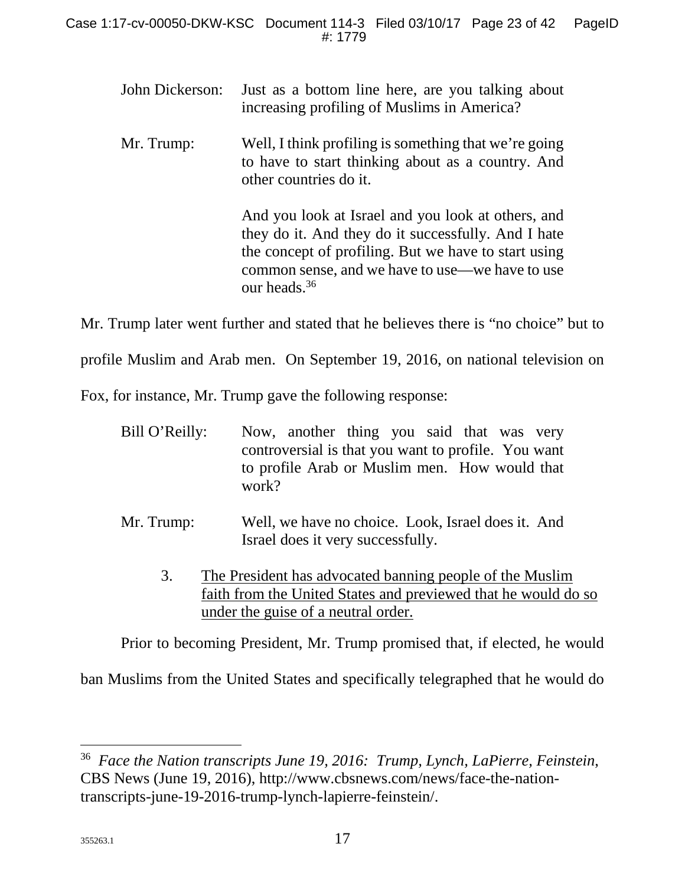John Dickerson: Just as a bottom line here, are you talking about increasing profiling of Muslims in America?

Mr. Trump: Well, I think profiling is something that we're going to have to start thinking about as a country. And other countries do it.

And you look at Israel and you look at others, and they do it. And they do it successfully. And I hate the concept of profiling. But we have to start using common sense, and we have to use—we have to use our heads.[36]

Mr. Trump later went further and stated that he believes there is "no choice" but to profile Muslim and Arab men. On September 19, 2016, on national television on Fox, for instance, Mr. Trump gave the following response:

Bill O'Reilly: Now, another thing you said that was very controversial is that you want to profile. You want to profile Arab or Muslim men. How would that work?

Mr. Trump: Well, we have no choice. Look, Israel does it. And Israel does it very successfully.

3. <u>The President has advocated banning people of the Muslim faith from the United States and previewed that he would do so under the guise of a neutral order.</u>

Prior to becoming President, Mr. Trump promised that, if elected, he would ban Muslims from the United States and specifically telegraphed that he would do

---

[36] *Face the Nation transcripts June 19, 2016: Trump, Lynch, LaPierre, Feinstein*, CBS News (June 19, 2016), http://www.cbsnews.com/news/face-the-nation-transcripts-june-19-2016-trump-lynch-lapierre-feinstein/.

355263.1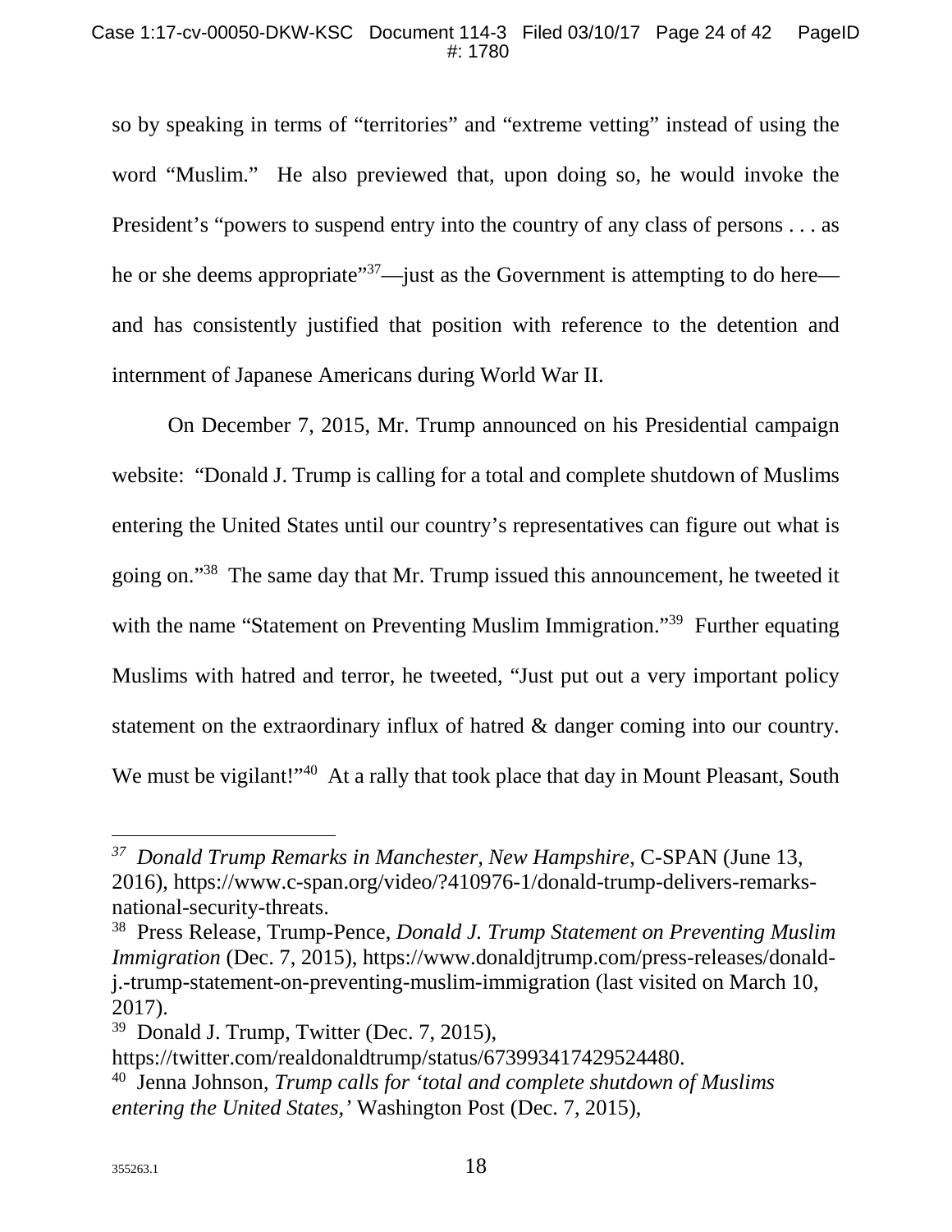so by speaking in terms of "territories" and "extreme vetting" instead of using the word "Muslim." He also previewed that, upon doing so, he would invoke the President's "powers to suspend entry into the country of any class of persons . . . as he or she deems appropriate"[37]—just as the Government is attempting to do here—and has consistently justified that position with reference to the detention and internment of Japanese Americans during World War II.

On December 7, 2015, Mr. Trump announced on his Presidential campaign website: "Donald J. Trump is calling for a total and complete shutdown of Muslims entering the United States until our country's representatives can figure out what is going on."[38] The same day that Mr. Trump issued this announcement, he tweeted it with the name "Statement on Preventing Muslim Immigration."[39] Further equating Muslims with hatred and terror, he tweeted, "Just put out a very important policy statement on the extraordinary influx of hatred & danger coming into our country. We must be vigilant!"[40] At a rally that took place that day in Mount Pleasant, South

---

[37] *Donald Trump Remarks in Manchester, New Hampshire*, C-SPAN (June 13, 2016), https://www.c-span.org/video/?410976-1/donald-trump-delivers-remarks-national-security-threats.

[38] Press Release, Trump-Pence, *Donald J. Trump Statement on Preventing Muslim Immigration* (Dec. 7, 2015), https://www.donaldjtrump.com/press-releases/donald-j.-trump-statement-on-preventing-muslim-immigration (last visited on March 10, 2017).

[39] Donald J. Trump, Twitter (Dec. 7, 2015), https://twitter.com/realdonaldtrump/status/673993417429524480.

[40] Jenna Johnson, *Trump calls for 'total and complete shutdown of Muslims entering the United States,'* Washington Post (Dec. 7, 2015),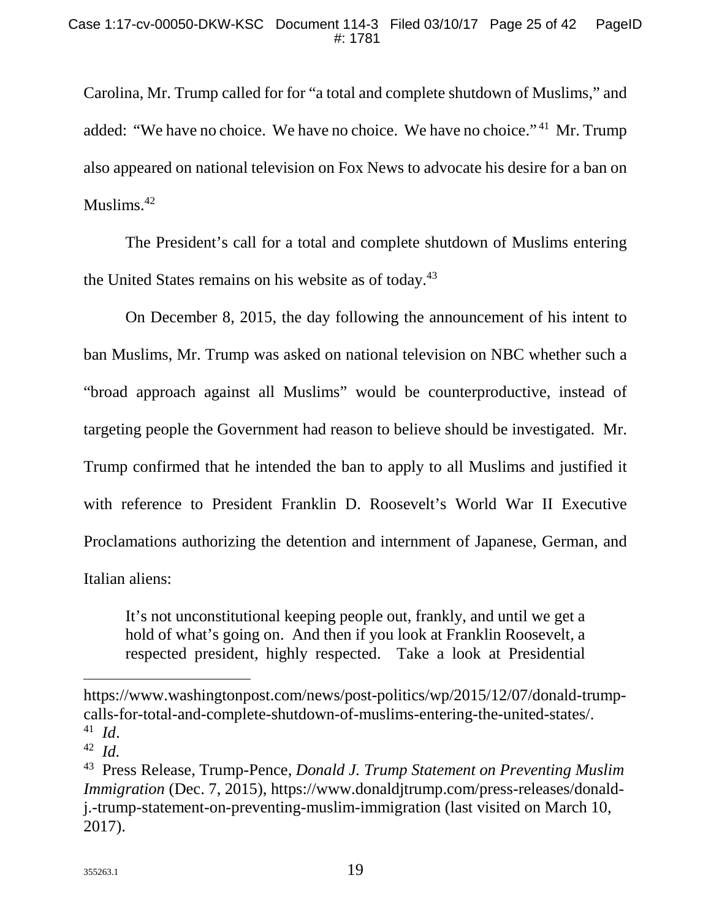Carolina, Mr. Trump called for for "a total and complete shutdown of Muslims," and added: "We have no choice. We have no choice. We have no choice." [41] Mr. Trump also appeared on national television on Fox News to advocate his desire for a ban on Muslims.[42]

The President's call for a total and complete shutdown of Muslims entering the United States remains on his website as of today.[43]

On December 8, 2015, the day following the announcement of his intent to ban Muslims, Mr. Trump was asked on national television on NBC whether such a "broad approach against all Muslims" would be counterproductive, instead of targeting people the Government had reason to believe should be investigated. Mr. Trump confirmed that he intended the ban to apply to all Muslims and justified it with reference to President Franklin D. Roosevelt's World War II Executive Proclamations authorizing the detention and internment of Japanese, German, and Italian aliens:

> It's not unconstitutional keeping people out, frankly, and until we get a hold of what's going on. And then if you look at Franklin Roosevelt, a respected president, highly respected. Take a look at Presidential

---

https://www.washingtonpost.com/news/post-politics/wp/2015/12/07/donald-trump-calls-for-total-and-complete-shutdown-of-muslims-entering-the-united-states/.

[41] *Id*.

[42] *Id*.

[43] Press Release, Trump-Pence, *Donald J. Trump Statement on Preventing Muslim Immigration* (Dec. 7, 2015), https://www.donaldjtrump.com/press-releases/donald-j.-trump-statement-on-preventing-muslim-immigration (last visited on March 10, 2017).

355263.1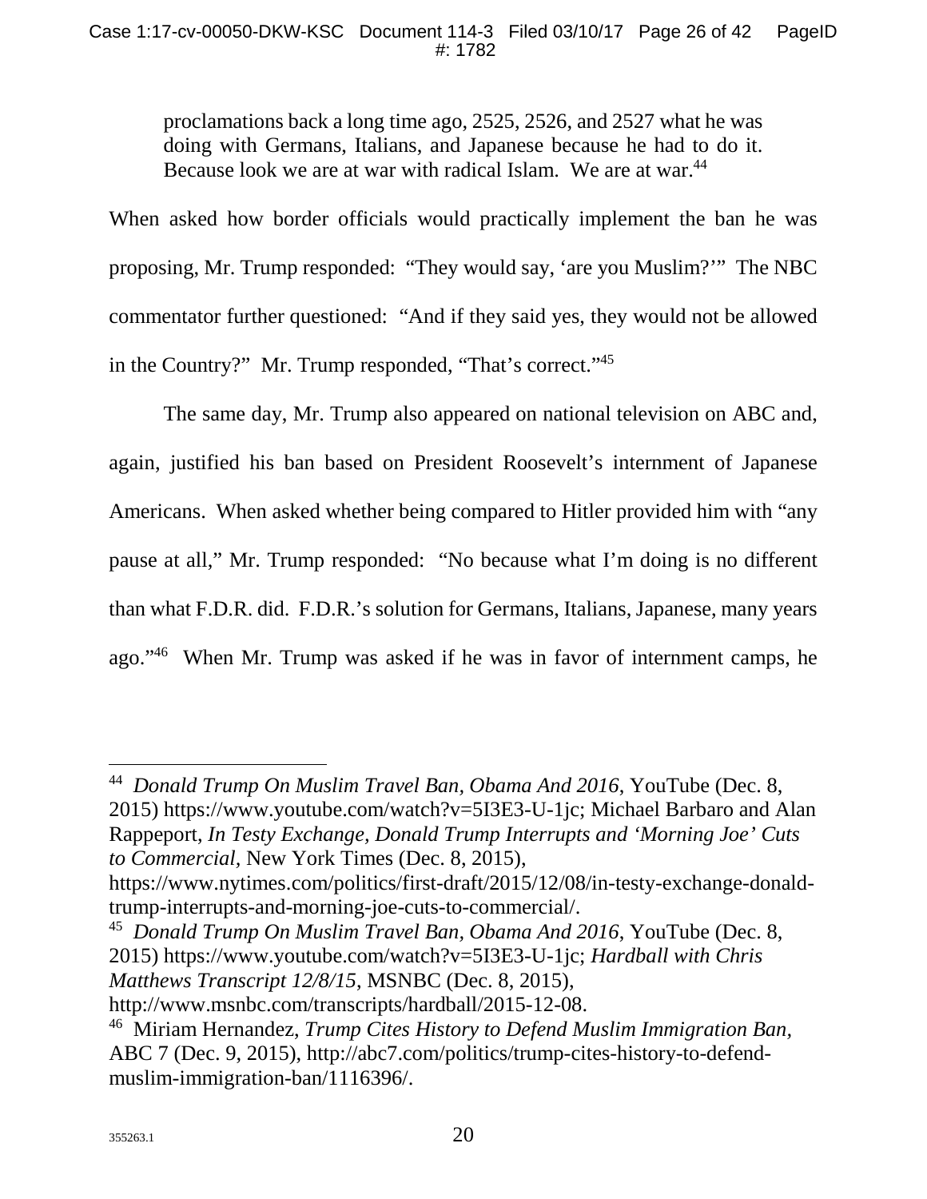> proclamations back a long time ago, 2525, 2526, and 2527 what he was doing with Germans, Italians, and Japanese because he had to do it. Because look we are at war with radical Islam. We are at war.[44]

When asked how border officials would practically implement the ban he was proposing, Mr. Trump responded: "They would say, 'are you Muslim?'" The NBC commentator further questioned: "And if they said yes, they would not be allowed in the Country?" Mr. Trump responded, "That's correct."[45]

The same day, Mr. Trump also appeared on national television on ABC and, again, justified his ban based on President Roosevelt's internment of Japanese Americans. When asked whether being compared to Hitler provided him with "any pause at all," Mr. Trump responded: "No because what I'm doing is no different than what F.D.R. did. F.D.R.'s solution for Germans, Italians, Japanese, many years ago."[46] When Mr. Trump was asked if he was in favor of internment camps, he

---

[44] *Donald Trump On Muslim Travel Ban, Obama And 2016*, YouTube (Dec. 8, 2015) https://www.youtube.com/watch?v=5I3E3-U-1jc; Michael Barbaro and Alan Rappeport, *In Testy Exchange, Donald Trump Interrupts and 'Morning Joe' Cuts to Commercial*, New York Times (Dec. 8, 2015), https://www.nytimes.com/politics/first-draft/2015/12/08/in-testy-exchange-donald-trump-interrupts-and-morning-joe-cuts-to-commercial/.

[45] *Donald Trump On Muslim Travel Ban, Obama And 2016*, YouTube (Dec. 8, 2015) https://www.youtube.com/watch?v=5I3E3-U-1jc; *Hardball with Chris Matthews Transcript 12/8/15*, MSNBC (Dec. 8, 2015), http://www.msnbc.com/transcripts/hardball/2015-12-08.

[46] Miriam Hernandez, *Trump Cites History to Defend Muslim Immigration Ban*, ABC 7 (Dec. 9, 2015), http://abc7.com/politics/trump-cites-history-to-defend-muslim-immigration-ban/1116396/.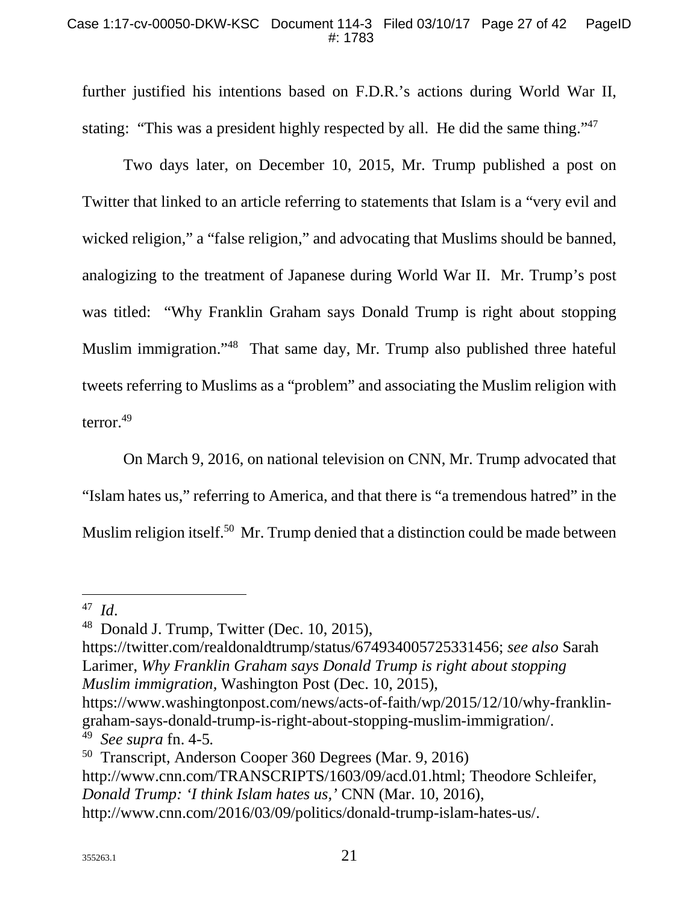further justified his intentions based on F.D.R.'s actions during World War II, stating: "This was a president highly respected by all. He did the same thing."[47]

Two days later, on December 10, 2015, Mr. Trump published a post on Twitter that linked to an article referring to statements that Islam is a "very evil and wicked religion," a "false religion," and advocating that Muslims should be banned, analogizing to the treatment of Japanese during World War II. Mr. Trump's post was titled: "Why Franklin Graham says Donald Trump is right about stopping Muslim immigration."[48] That same day, Mr. Trump also published three hateful tweets referring to Muslims as a "problem" and associating the Muslim religion with terror.[49]

On March 9, 2016, on national television on CNN, Mr. Trump advocated that "Islam hates us," referring to America, and that there is "a tremendous hatred" in the Muslim religion itself.[50] Mr. Trump denied that a distinction could be made between

---

[47] *Id*.

[48] Donald J. Trump, Twitter (Dec. 10, 2015), https://twitter.com/realdonaldtrump/status/674934005725331456; *see also* Sarah Larimer, *Why Franklin Graham says Donald Trump is right about stopping Muslim immigration*, Washington Post (Dec. 10, 2015), https://www.washingtonpost.com/news/acts-of-faith/wp/2015/12/10/why-franklin-graham-says-donald-trump-is-right-about-stopping-muslim-immigration/.

[49] *See supra* fn. 4-5.

[50] Transcript, Anderson Cooper 360 Degrees (Mar. 9, 2016) http://www.cnn.com/TRANSCRIPTS/1603/09/acd.01.html; Theodore Schleifer, *Donald Trump: 'I think Islam hates us,'* CNN (Mar. 10, 2016), http://www.cnn.com/2016/03/09/politics/donald-trump-islam-hates-us/.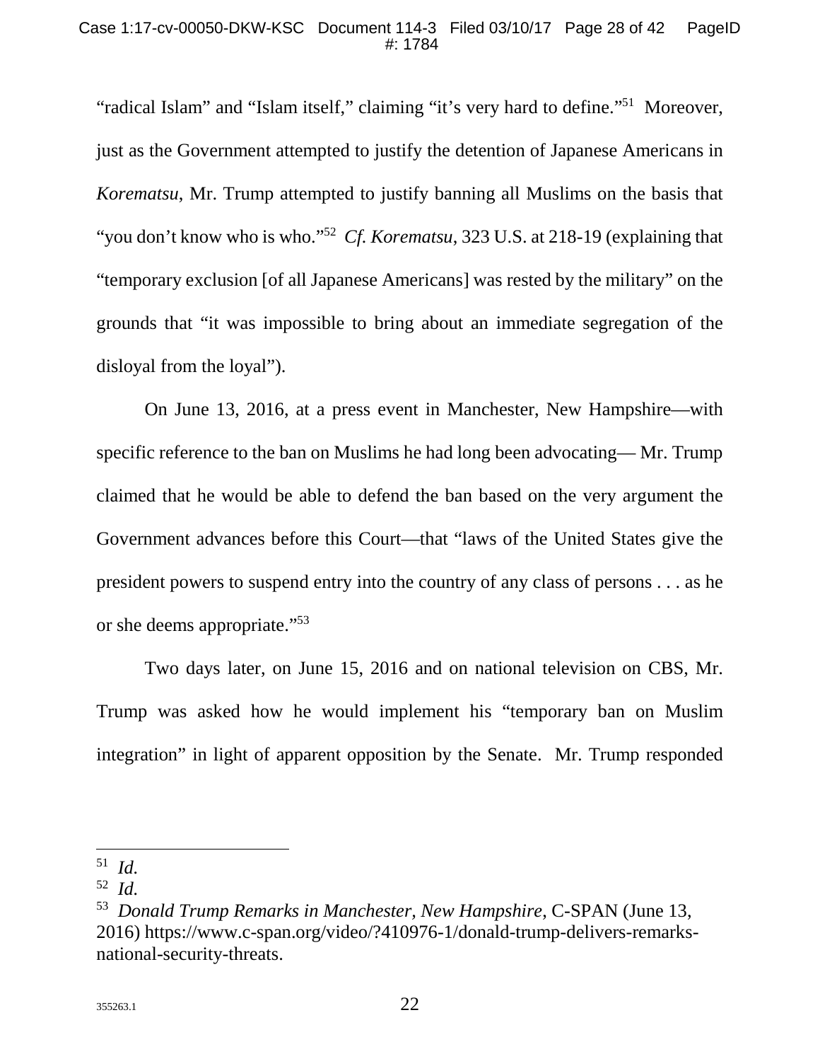"radical Islam" and "Islam itself," claiming "it's very hard to define."[51] Moreover, just as the Government attempted to justify the detention of Japanese Americans in *Korematsu*, Mr. Trump attempted to justify banning all Muslims on the basis that "you don't know who is who."[52] *Cf. Korematsu*, 323 U.S. at 218-19 (explaining that "temporary exclusion [of all Japanese Americans] was rested by the military" on the grounds that "it was impossible to bring about an immediate segregation of the disloyal from the loyal").

On June 13, 2016, at a press event in Manchester, New Hampshire—with specific reference to the ban on Muslims he had long been advocating— Mr. Trump claimed that he would be able to defend the ban based on the very argument the Government advances before this Court—that "laws of the United States give the president powers to suspend entry into the country of any class of persons . . . as he or she deems appropriate."[53]

Two days later, on June 15, 2016 and on national television on CBS, Mr. Trump was asked how he would implement his "temporary ban on Muslim integration" in light of apparent opposition by the Senate. Mr. Trump responded

---

[51] *Id.*

[52] *Id.*

[53] *Donald Trump Remarks in Manchester, New Hampshire*, C-SPAN (June 13, 2016) https://www.c-span.org/video/?410976-1/donald-trump-delivers-remarks-national-security-threats.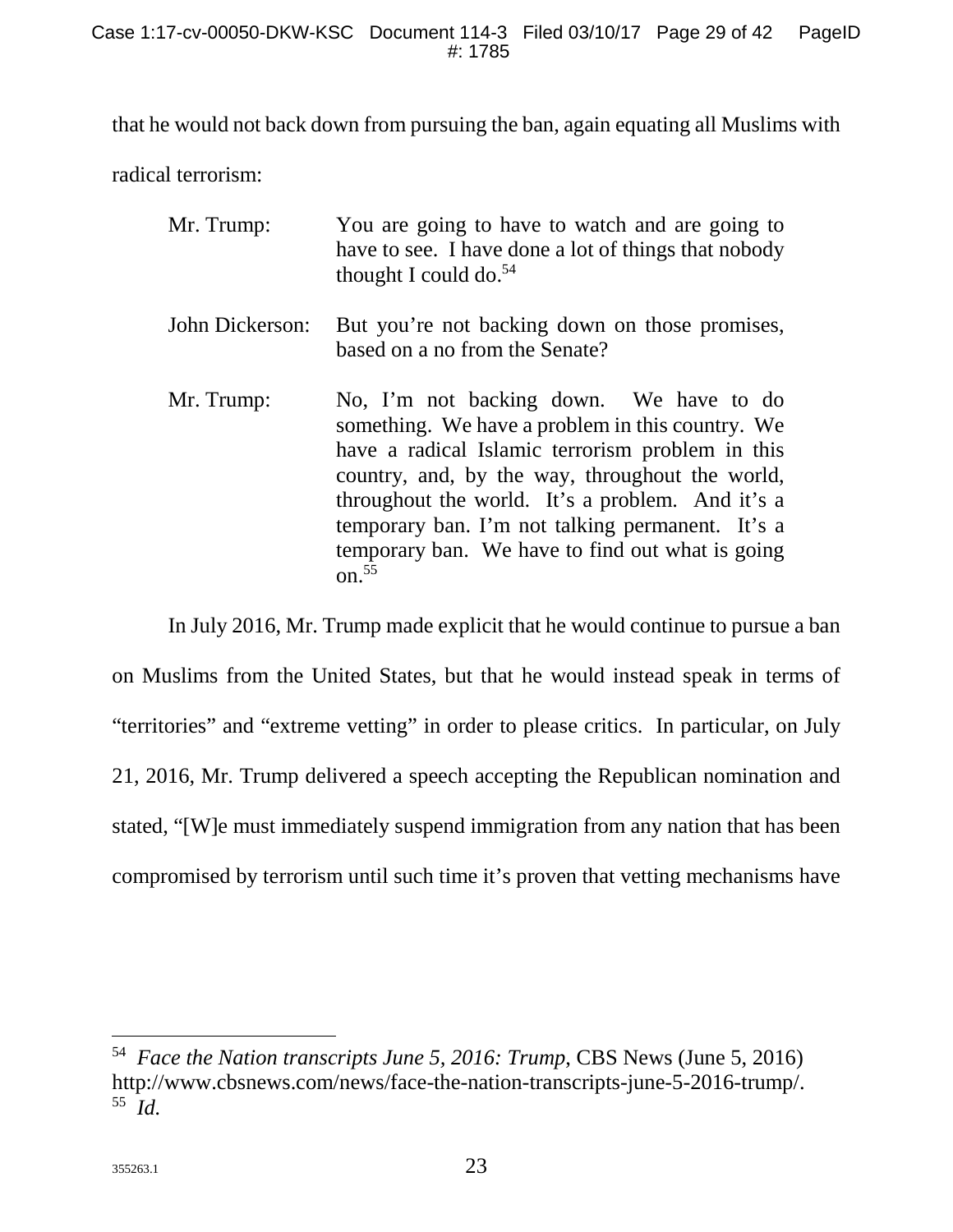that he would not back down from pursuing the ban, again equating all Muslims with radical terrorism:

> Mr. Trump: You are going to have to watch and are going to have to see. I have done a lot of things that nobody thought I could do.[54]
>
> John Dickerson: But you're not backing down on those promises, based on a no from the Senate?
>
> Mr. Trump: No, I'm not backing down. We have to do something. We have a problem in this country. We have a radical Islamic terrorism problem in this country, and, by the way, throughout the world, throughout the world. It's a problem. And it's a temporary ban. I'm not talking permanent. It's a temporary ban. We have to find out what is going on.[55]

In July 2016, Mr. Trump made explicit that he would continue to pursue a ban on Muslims from the United States, but that he would instead speak in terms of "territories" and "extreme vetting" in order to please critics. In particular, on July 21, 2016, Mr. Trump delivered a speech accepting the Republican nomination and stated, "[W]e must immediately suspend immigration from any nation that has been compromised by terrorism until such time it's proven that vetting mechanisms have

---

[54] *Face the Nation transcripts June 5, 2016: Trump,* CBS News (June 5, 2016) http://www.cbsnews.com/news/face-the-nation-transcripts-june-5-2016-trump/.

[55] *Id.*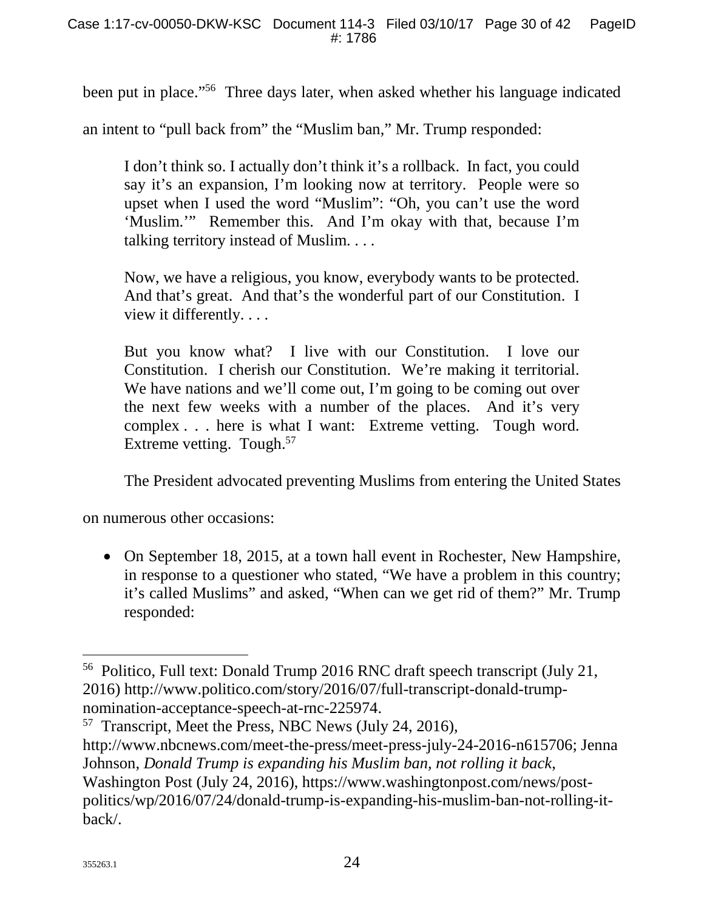been put in place."[56] Three days later, when asked whether his language indicated an intent to "pull back from" the "Muslim ban," Mr. Trump responded:

> I don't think so. I actually don't think it's a rollback. In fact, you could say it's an expansion, I'm looking now at territory. People were so upset when I used the word "Muslim": "Oh, you can't use the word 'Muslim.'" Remember this. And I'm okay with that, because I'm talking territory instead of Muslim. . . .
>
> Now, we have a religious, you know, everybody wants to be protected. And that's great. And that's the wonderful part of our Constitution. I view it differently. . . .
>
> But you know what? I live with our Constitution. I love our Constitution. I cherish our Constitution. We're making it territorial. We have nations and we'll come out, I'm going to be coming out over the next few weeks with a number of the places. And it's very complex . . . here is what I want: Extreme vetting. Tough word. Extreme vetting. Tough.[57]

The President advocated preventing Muslims from entering the United States on numerous other occasions:

- On September 18, 2015, at a town hall event in Rochester, New Hampshire, in response to a questioner who stated, "We have a problem in this country; it's called Muslims" and asked, "When can we get rid of them?" Mr. Trump responded:

---

[56] Politico, Full text: Donald Trump 2016 RNC draft speech transcript (July 21, 2016) http://www.politico.com/story/2016/07/full-transcript-donald-trump-nomination-acceptance-speech-at-rnc-225974.

[57] Transcript, Meet the Press, NBC News (July 24, 2016), http://www.nbcnews.com/meet-the-press/meet-press-july-24-2016-n615706; Jenna Johnson, *Donald Trump is expanding his Muslim ban, not rolling it back*, Washington Post (July 24, 2016), https://www.washingtonpost.com/news/post-politics/wp/2016/07/24/donald-trump-is-expanding-his-muslim-ban-not-rolling-it-back/.

355263.1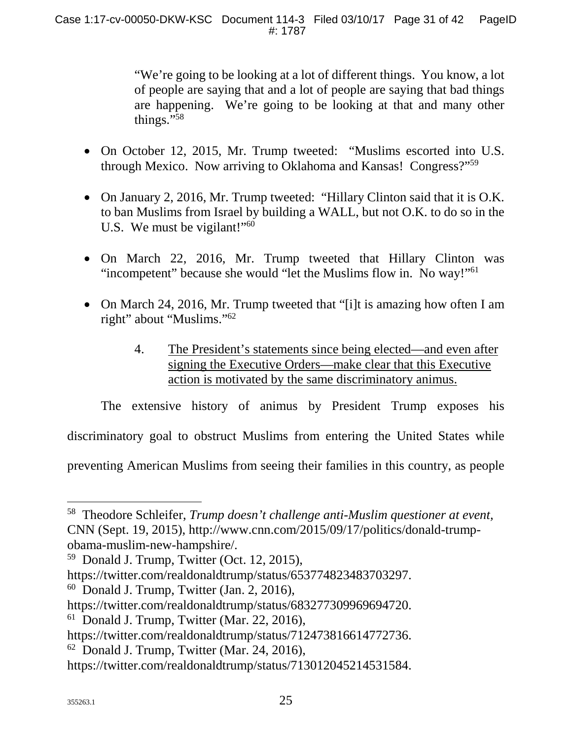> "We're going to be looking at a lot of different things. You know, a lot of people are saying that and a lot of people are saying that bad things are happening. We're going to be looking at that and many other things."[58]

- On October 12, 2015, Mr. Trump tweeted: "Muslims escorted into U.S. through Mexico. Now arriving to Oklahoma and Kansas! Congress?"[59]

- On January 2, 2016, Mr. Trump tweeted: "Hillary Clinton said that it is O.K. to ban Muslims from Israel by building a WALL, but not O.K. to do so in the U.S. We must be vigilant!"[60]

- On March 22, 2016, Mr. Trump tweeted that Hillary Clinton was "incompetent" because she would "let the Muslims flow in. No way!"[61]

- On March 24, 2016, Mr. Trump tweeted that "[i]t is amazing how often I am right" about "Muslims."[62]

4. <u>The President's statements since being elected—and even after signing the Executive Orders—make clear that this Executive action is motivated by the same discriminatory animus.</u>

The extensive history of animus by President Trump exposes his discriminatory goal to obstruct Muslims from entering the United States while preventing American Muslims from seeing their families in this country, as people

---

[58] Theodore Schleifer, *Trump doesn't challenge anti-Muslim questioner at event*, CNN (Sept. 19, 2015), http://www.cnn.com/2015/09/17/politics/donald-trump-obama-muslim-new-hampshire/.

[59] Donald J. Trump, Twitter (Oct. 12, 2015), https://twitter.com/realdonaldtrump/status/653774823483703297.

[60] Donald J. Trump, Twitter (Jan. 2, 2016), https://twitter.com/realdonaldtrump/status/683277309969694720.

[61] Donald J. Trump, Twitter (Mar. 22, 2016), https://twitter.com/realdonaldtrump/status/712473816614772736.

[62] Donald J. Trump, Twitter (Mar. 24, 2016), https://twitter.com/realdonaldtrump/status/713012045214531584.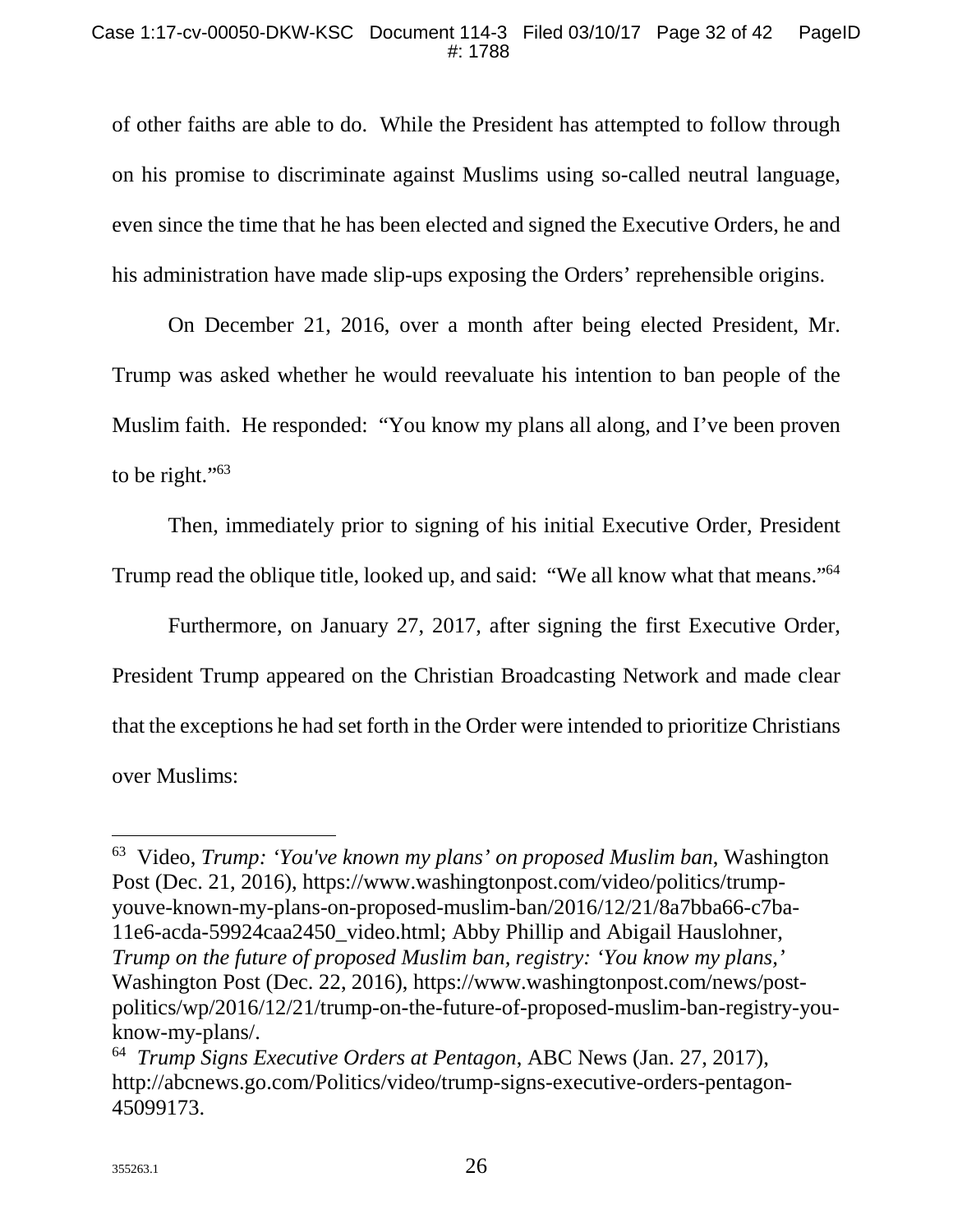of other faiths are able to do. While the President has attempted to follow through on his promise to discriminate against Muslims using so-called neutral language, even since the time that he has been elected and signed the Executive Orders, he and his administration have made slip-ups exposing the Orders' reprehensible origins.

On December 21, 2016, over a month after being elected President, Mr. Trump was asked whether he would reevaluate his intention to ban people of the Muslim faith. He responded: "You know my plans all along, and I've been proven to be right."[63]

Then, immediately prior to signing of his initial Executive Order, President Trump read the oblique title, looked up, and said: "We all know what that means."[64]

Furthermore, on January 27, 2017, after signing the first Executive Order, President Trump appeared on the Christian Broadcasting Network and made clear that the exceptions he had set forth in the Order were intended to prioritize Christians over Muslims:

---

[63] Video, *Trump: 'You've known my plans' on proposed Muslim ban*, Washington Post (Dec. 21, 2016), https://www.washingtonpost.com/video/politics/trump-youve-known-my-plans-on-proposed-muslim-ban/2016/12/21/8a7bba66-c7ba-11e6-acda-59924caa2450_video.html; Abby Phillip and Abigail Hauslohner, *Trump on the future of proposed Muslim ban, registry: 'You know my plans,'* Washington Post (Dec. 22, 2016), https://www.washingtonpost.com/news/post-politics/wp/2016/12/21/trump-on-the-future-of-proposed-muslim-ban-registry-you-know-my-plans/.

[64] *Trump Signs Executive Orders at Pentagon*, ABC News (Jan. 27, 2017), http://abcnews.go.com/Politics/video/trump-signs-executive-orders-pentagon-45099173.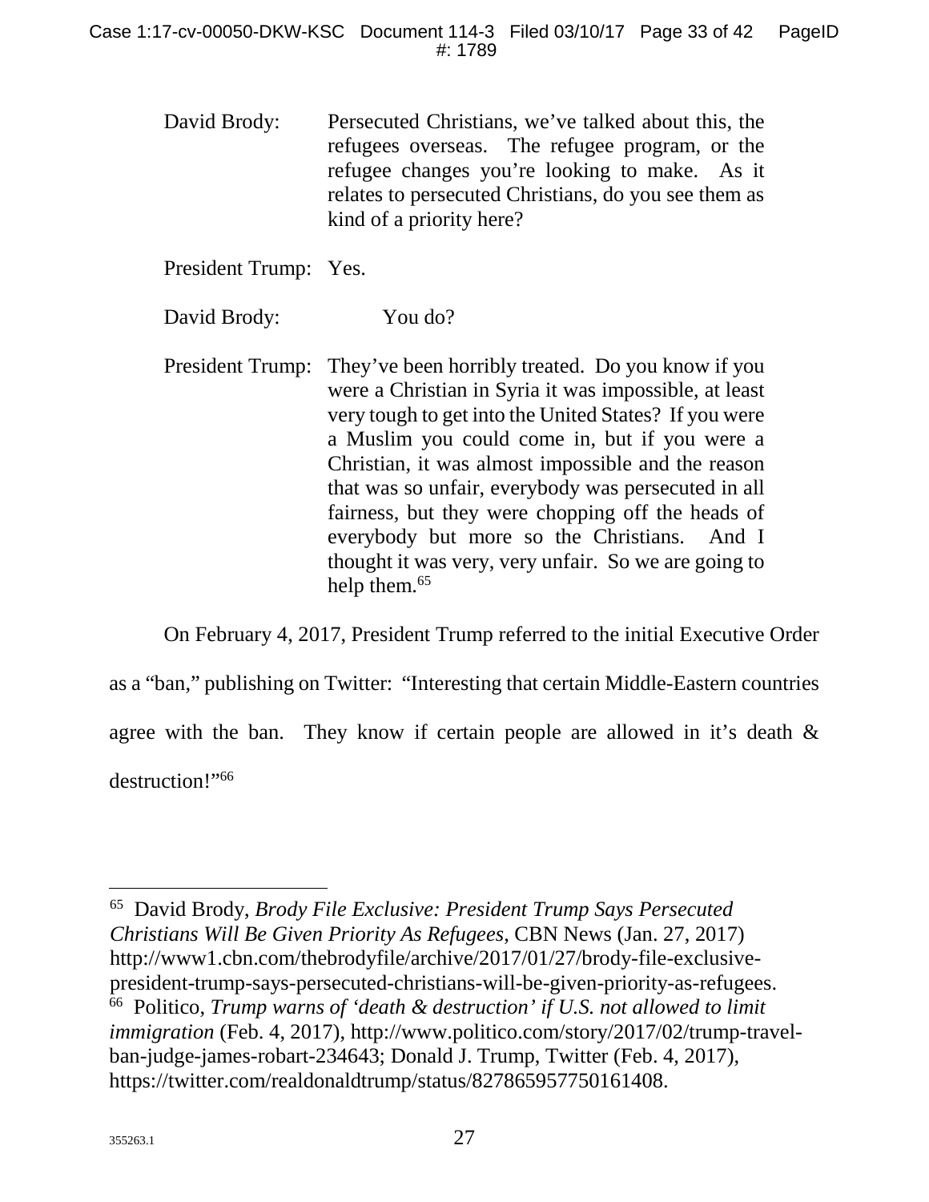David Brody: Persecuted Christians, we've talked about this, the refugees overseas. The refugee program, or the refugee changes you're looking to make. As it relates to persecuted Christians, do you see them as kind of a priority here?

President Trump: Yes.

David Brody: You do?

President Trump: They've been horribly treated. Do you know if you were a Christian in Syria it was impossible, at least very tough to get into the United States? If you were a Muslim you could come in, but if you were a Christian, it was almost impossible and the reason that was so unfair, everybody was persecuted in all fairness, but they were chopping off the heads of everybody but more so the Christians. And I thought it was very, very unfair. So we are going to help them.[65]

On February 4, 2017, President Trump referred to the initial Executive Order as a "ban," publishing on Twitter: "Interesting that certain Middle-Eastern countries agree with the ban. They know if certain people are allowed in it's death & destruction!"[66]

---

[65] David Brody, *Brody File Exclusive: President Trump Says Persecuted Christians Will Be Given Priority As Refugees*, CBN News (Jan. 27, 2017) http://www1.cbn.com/thebrodyfile/archive/2017/01/27/brody-file-exclusive-president-trump-says-persecuted-christians-will-be-given-priority-as-refugees.

[66] Politico, *Trump warns of 'death & destruction' if U.S. not allowed to limit immigration* (Feb. 4, 2017), http://www.politico.com/story/2017/02/trump-travel-ban-judge-james-robart-234643; Donald J. Trump, Twitter (Feb. 4, 2017), https://twitter.com/realdonaldtrump/status/827865957750161408.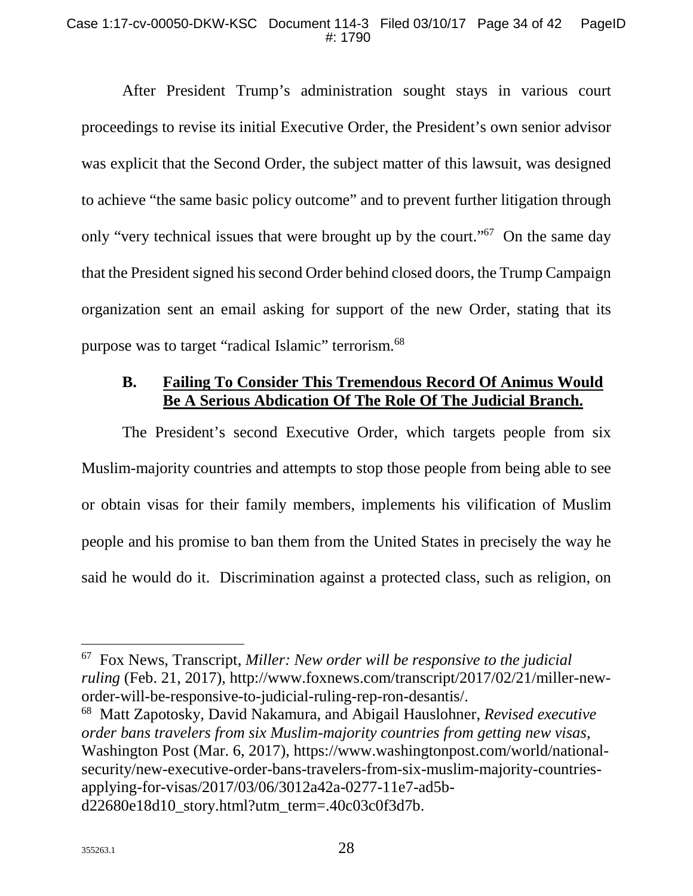After President Trump's administration sought stays in various court proceedings to revise its initial Executive Order, the President's own senior advisor was explicit that the Second Order, the subject matter of this lawsuit, was designed to achieve "the same basic policy outcome" and to prevent further litigation through only "very technical issues that were brought up by the court."[67] On the same day that the President signed his second Order behind closed doors, the Trump Campaign organization sent an email asking for support of the new Order, stating that its purpose was to target "radical Islamic" terrorism.[68]

### B. **<u>Failing To Consider This Tremendous Record Of Animus Would Be A Serious Abdication Of The Role Of The Judicial Branch.</u>**

The President's second Executive Order, which targets people from six Muslim-majority countries and attempts to stop those people from being able to see or obtain visas for their family members, implements his vilification of Muslim people and his promise to ban them from the United States in precisely the way he said he would do it. Discrimination against a protected class, such as religion, on

---

[67] Fox News, Transcript, *Miller: New order will be responsive to the judicial ruling* (Feb. 21, 2017), http://www.foxnews.com/transcript/2017/02/21/miller-new-order-will-be-responsive-to-judicial-ruling-rep-ron-desantis/.

[68] Matt Zapotosky, David Nakamura, and Abigail Hauslohner, *Revised executive order bans travelers from six Muslim-majority countries from getting new visas*, Washington Post (Mar. 6, 2017), https://www.washingtonpost.com/world/national-security/new-executive-order-bans-travelers-from-six-muslim-majority-countries-applying-for-visas/2017/03/06/3012a42a-0277-11e7-ad5b-d22680e18d10_story.html?utm_term=.40c03c0f3d7b.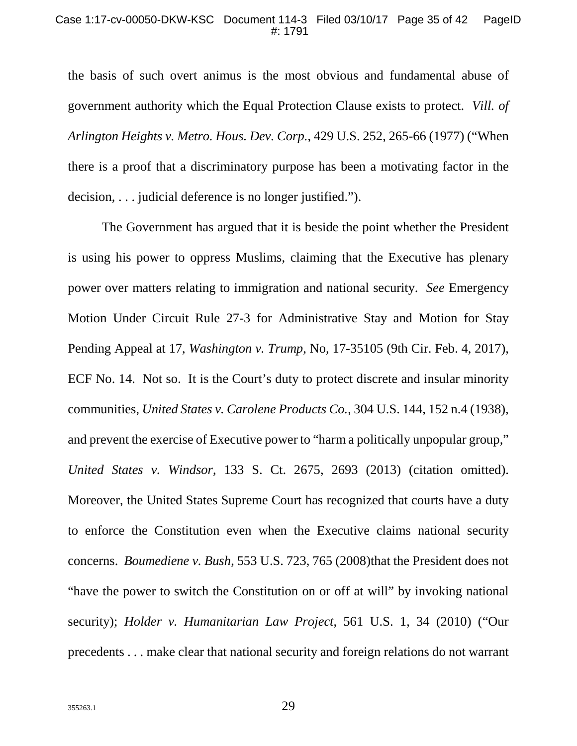the basis of such overt animus is the most obvious and fundamental abuse of government authority which the Equal Protection Clause exists to protect. *Vill. of Arlington Heights v. Metro. Hous. Dev. Corp.*, 429 U.S. 252, 265-66 (1977) ("When there is a proof that a discriminatory purpose has been a motivating factor in the decision, . . . judicial deference is no longer justified.").

The Government has argued that it is beside the point whether the President is using his power to oppress Muslims, claiming that the Executive has plenary power over matters relating to immigration and national security. *See* Emergency Motion Under Circuit Rule 27-3 for Administrative Stay and Motion for Stay Pending Appeal at 17, *Washington v. Trump*, No, 17-35105 (9th Cir. Feb. 4, 2017), ECF No. 14. Not so. It is the Court's duty to protect discrete and insular minority communities, *United States v. Carolene Products Co.*, 304 U.S. 144, 152 n.4 (1938), and prevent the exercise of Executive power to "harm a politically unpopular group," *United States v. Windsor*, 133 S. Ct. 2675, 2693 (2013) (citation omitted). Moreover, the United States Supreme Court has recognized that courts have a duty to enforce the Constitution even when the Executive claims national security concerns. *Boumediene v. Bush*, 553 U.S. 723, 765 (2008)that the President does not "have the power to switch the Constitution on or off at will" by invoking national security); *Holder v. Humanitarian Law Project*, 561 U.S. 1, 34 (2010) ("Our precedents . . . make clear that national security and foreign relations do not warrant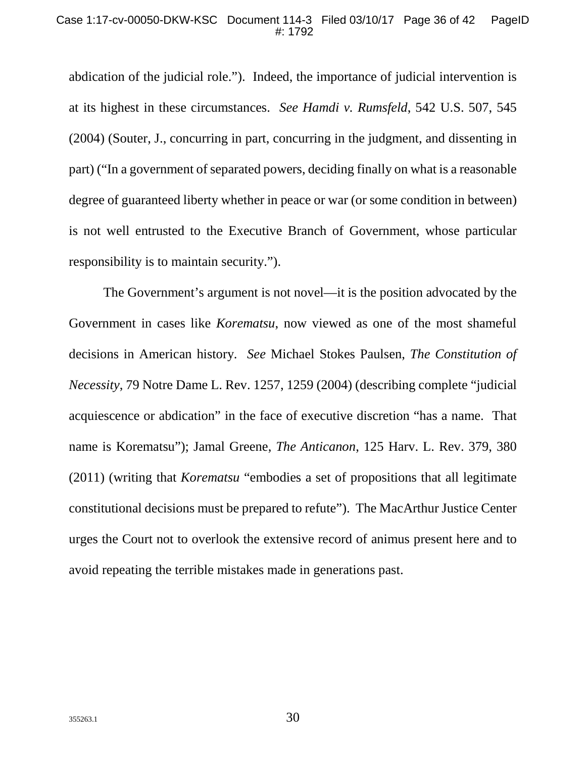abdication of the judicial role."). Indeed, the importance of judicial intervention is at its highest in these circumstances. *See Hamdi v. Rumsfeld*, 542 U.S. 507, 545 (2004) (Souter, J., concurring in part, concurring in the judgment, and dissenting in part) ("In a government of separated powers, deciding finally on what is a reasonable degree of guaranteed liberty whether in peace or war (or some condition in between) is not well entrusted to the Executive Branch of Government, whose particular responsibility is to maintain security.").

The Government's argument is not novel—it is the position advocated by the Government in cases like *Korematsu*, now viewed as one of the most shameful decisions in American history. *See* Michael Stokes Paulsen, *The Constitution of Necessity*, 79 Notre Dame L. Rev. 1257, 1259 (2004) (describing complete "judicial acquiescence or abdication" in the face of executive discretion "has a name. That name is Korematsu"); Jamal Greene, *The Anticanon*, 125 Harv. L. Rev. 379, 380 (2011) (writing that *Korematsu* "embodies a set of propositions that all legitimate constitutional decisions must be prepared to refute"). The MacArthur Justice Center urges the Court not to overlook the extensive record of animus present here and to avoid repeating the terrible mistakes made in generations past.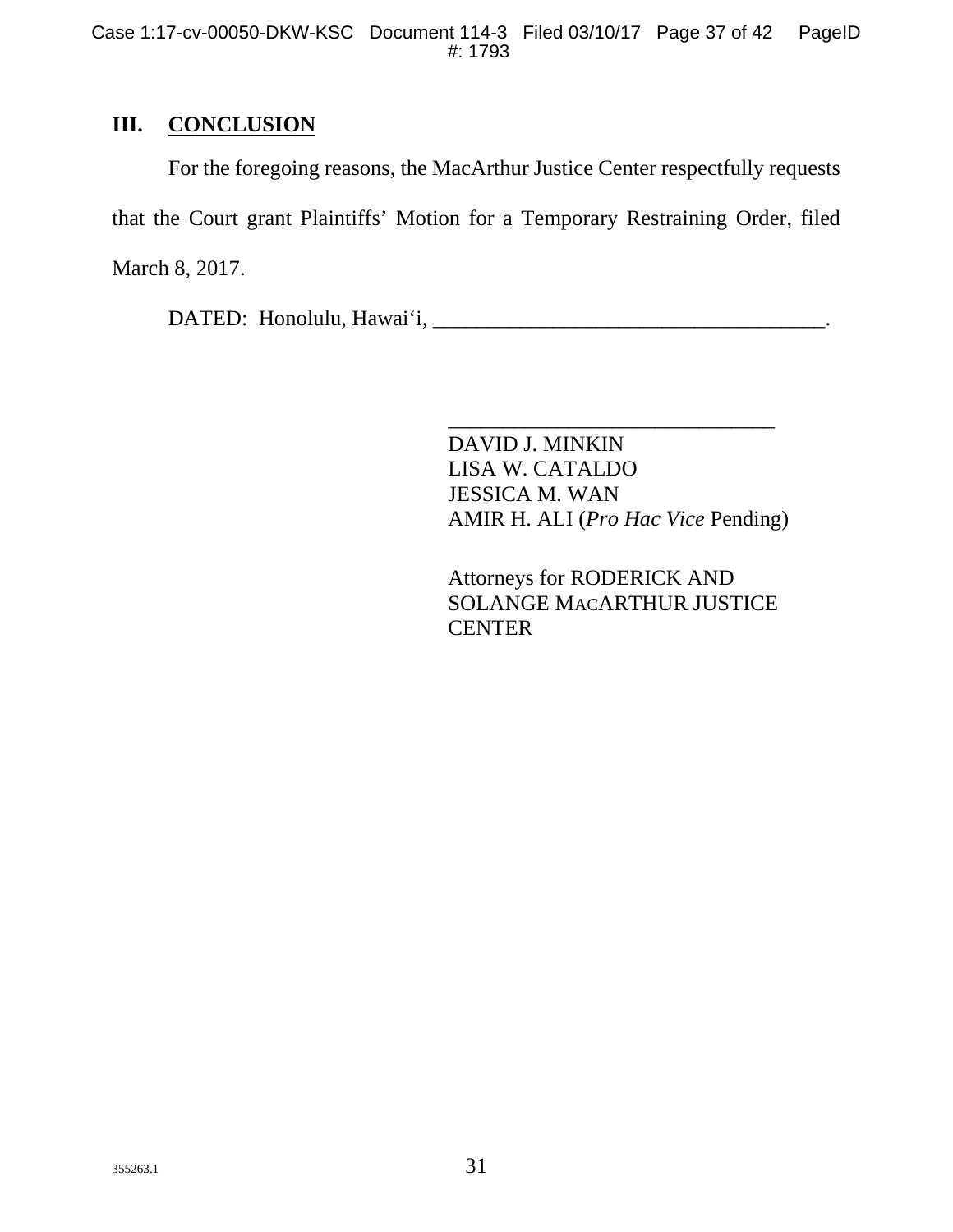## III. CONCLUSION

For the foregoing reasons, the MacArthur Justice Center respectfully requests that the Court grant Plaintiffs' Motion for a Temporary Restraining Order, filed March 8, 2017.

DATED: Honolulu, Hawai'i, _____________________________________.

_______________________________

DAVID J. MINKIN
LISA W. CATALDO
JESSICA M. WAN
AMIR H. ALI (*Pro Hac Vice* Pending)

Attorneys for RODERICK AND SOLANGE MACARTHUR JUSTICE CENTER

355263.1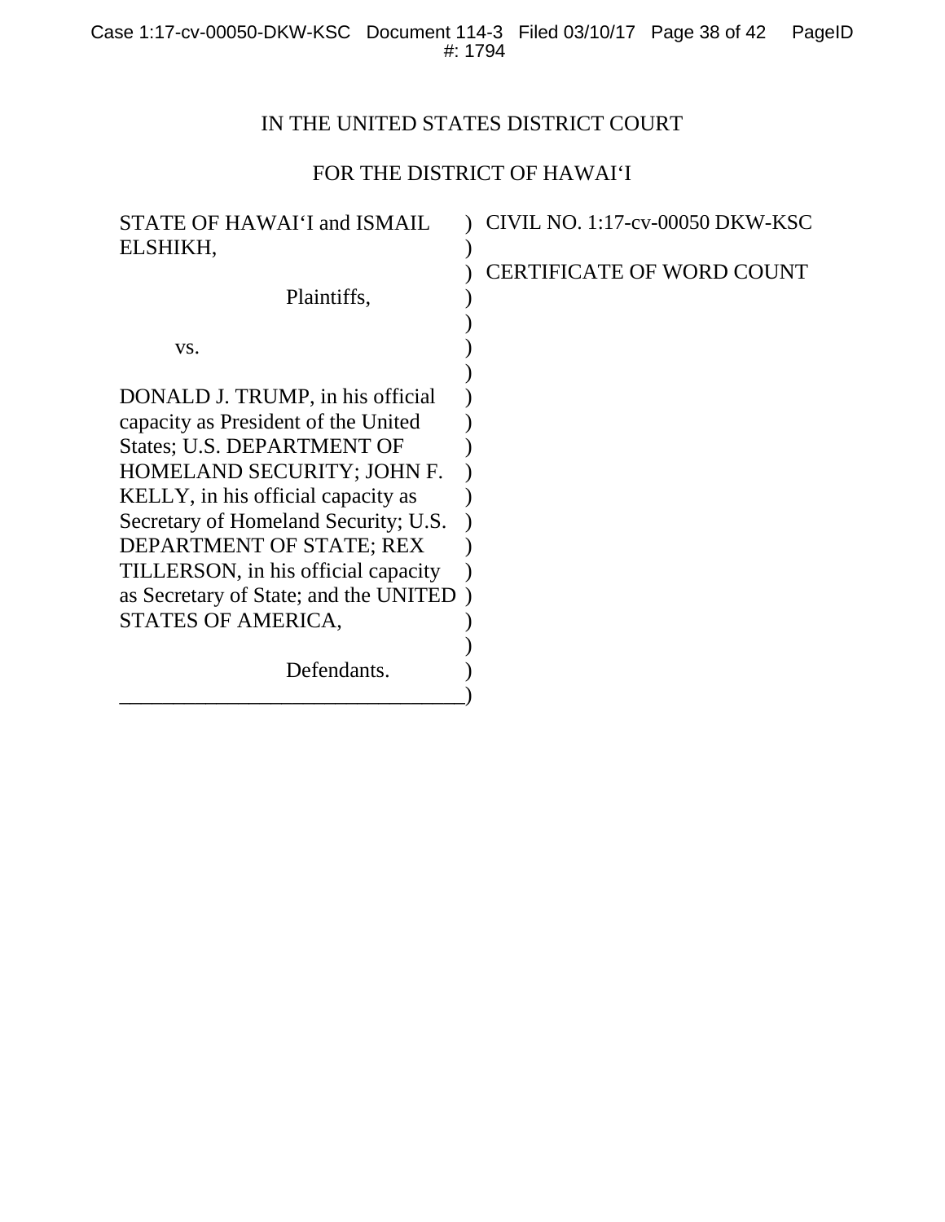IN THE UNITED STATES DISTRICT COURT

FOR THE DISTRICT OF HAWAI‘I

| | | |
|---|---|---|
| STATE OF HAWAI‘I and ISMAIL ELSHIKH,<br><br>Plaintiffs,<br><br>vs.<br><br>DONALD J. TRUMP, in his official capacity as President of the United States; U.S. DEPARTMENT OF HOMELAND SECURITY; JOHN F. KELLY, in his official capacity as Secretary of Homeland Security; U.S. DEPARTMENT OF STATE; REX TILLERSON, in his official capacity as Secretary of State; and the UNITED STATES OF AMERICA,<br><br>Defendants. | ) | CIVIL NO. 1:17-cv-00050 DKW-KSC<br><br>CERTIFICATE OF WORD COUNT |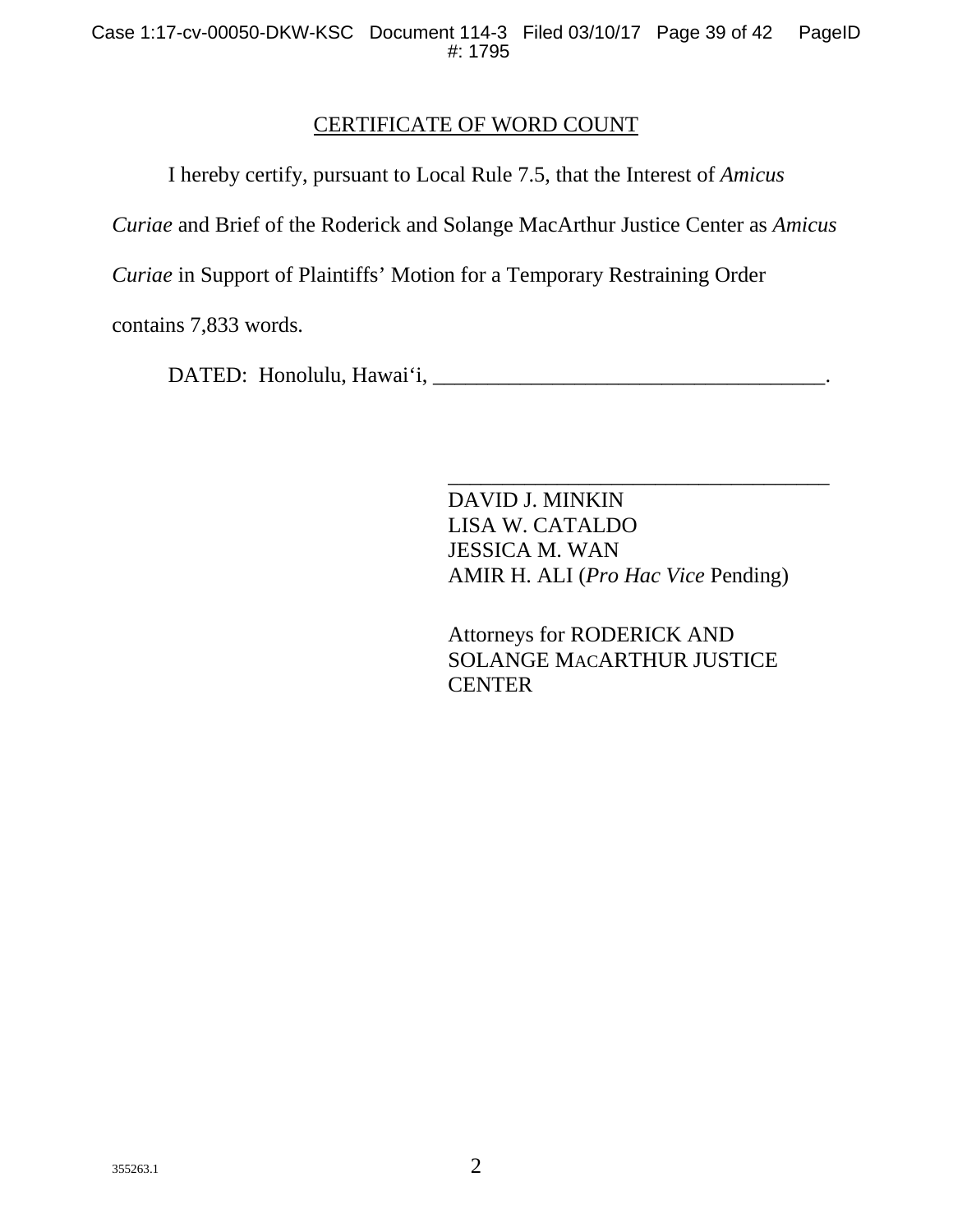CERTIFICATE OF WORD COUNT

I hereby certify, pursuant to Local Rule 7.5, that the Interest of *Amicus Curiae* and Brief of the Roderick and Solange MacArthur Justice Center as *Amicus Curiae* in Support of Plaintiffs' Motion for a Temporary Restraining Order contains 7,833 words.

DATED: Honolulu, Hawai'i, ____________________________________.

____________________________________
DAVID J. MINKIN
LISA W. CATALDO
JESSICA M. WAN
AMIR H. ALI (*Pro Hac Vice* Pending)

Attorneys for RODERICK AND SOLANGE MACARTHUR JUSTICE CENTER

355263.1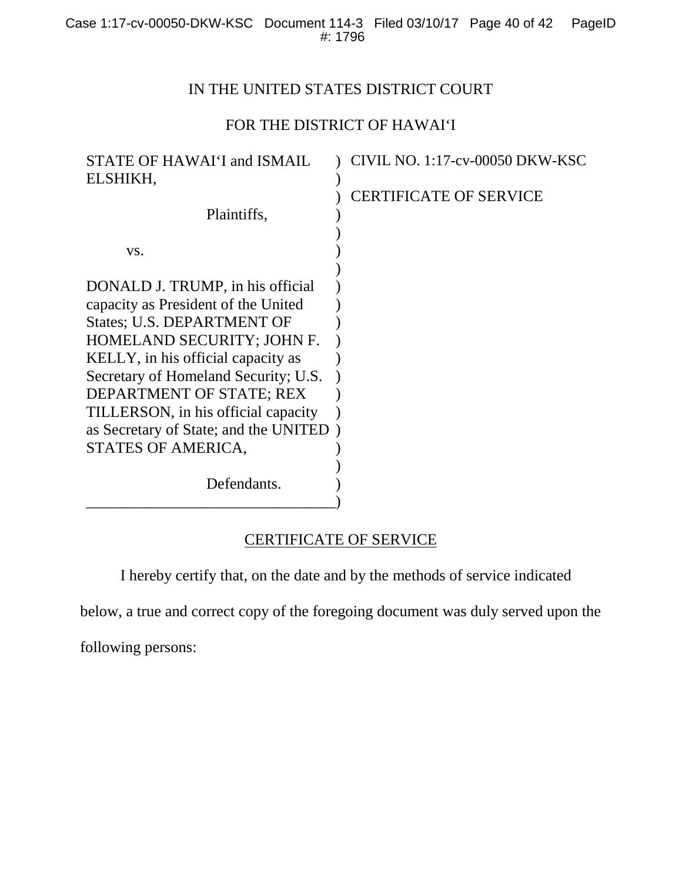IN THE UNITED STATES DISTRICT COURT

FOR THE DISTRICT OF HAWAI‘I

| | |
|---|---|
| STATE OF HAWAI‘I and ISMAIL ELSHIKH,<br><br>Plaintiffs,<br><br>vs.<br><br>DONALD J. TRUMP, in his official capacity as President of the United States; U.S. DEPARTMENT OF HOMELAND SECURITY; JOHN F. KELLY, in his official capacity as Secretary of Homeland Security; U.S. DEPARTMENT OF STATE; REX TILLERSON, in his official capacity as Secretary of State; and the UNITED STATES OF AMERICA,<br><br>Defendants. | CIVIL NO. 1:17-cv-00050 DKW-KSC<br><br>CERTIFICATE OF SERVICE |

CERTIFICATE OF SERVICE

I hereby certify that, on the date and by the methods of service indicated below, a true and correct copy of the foregoing document was duly served upon the following persons: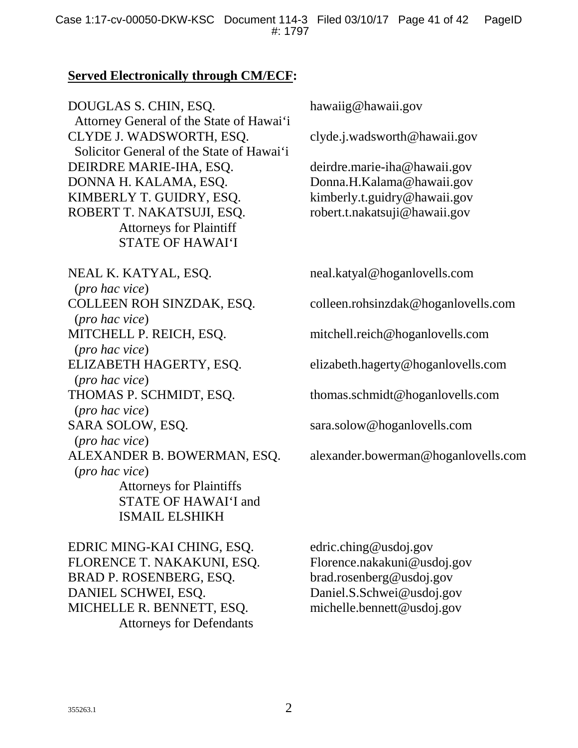**Served Electronically through CM/ECF:**

| | |
|---|---|
| DOUGLAS S. CHIN, ESQ.<br>Attorney General of the State of Hawai'i | hawaiig@hawaii.gov |
| CLYDE J. WADSWORTH, ESQ.<br>Solicitor General of the State of Hawai'i | clyde.j.wadsworth@hawaii.gov |
| DEIRDRE MARIE-IHA, ESQ. | deirdre.marie-iha@hawaii.gov |
| DONNA H. KALAMA, ESQ. | Donna.H.Kalama@hawaii.gov |
| KIMBERLY T. GUIDRY, ESQ. | kimberly.t.guidry@hawaii.gov |
| ROBERT T. NAKATSUJI, ESQ.<br>Attorneys for Plaintiff<br>STATE OF HAWAI'I | robert.t.nakatsuji@hawaii.gov |
| NEAL K. KATYAL, ESQ.<br>(*pro hac vice*) | neal.katyal@hoganlovells.com |
| COLLEEN ROH SINZDAK, ESQ.<br>(*pro hac vice*) | colleen.rohsinzdak@hoganlovells.com |
| MITCHELL P. REICH, ESQ.<br>(*pro hac vice*) | mitchell.reich@hoganlovells.com |
| ELIZABETH HAGERTY, ESQ.<br>(*pro hac vice*) | elizabeth.hagerty@hoganlovells.com |
| THOMAS P. SCHMIDT, ESQ.<br>(*pro hac vice*) | thomas.schmidt@hoganlovells.com |
| SARA SOLOW, ESQ.<br>(*pro hac vice*) | sara.solow@hoganlovells.com |
| ALEXANDER B. BOWERMAN, ESQ.<br>(*pro hac vice*)<br>Attorneys for Plaintiffs<br>STATE OF HAWAI'I and<br>ISMAIL ELSHIKH | alexander.bowerman@hoganlovells.com |
| EDRIC MING-KAI CHING, ESQ. | edric.ching@usdoj.gov |
| FLORENCE T. NAKAKUNI, ESQ. | Florence.nakakuni@usdoj.gov |
| BRAD P. ROSENBERG, ESQ. | brad.rosenberg@usdoj.gov |
| DANIEL SCHWEI, ESQ. | Daniel.S.Schwei@usdoj.gov |
| MICHELLE R. BENNETT, ESQ.<br>Attorneys for Defendants | michelle.bennett@usdoj.gov |

355263.1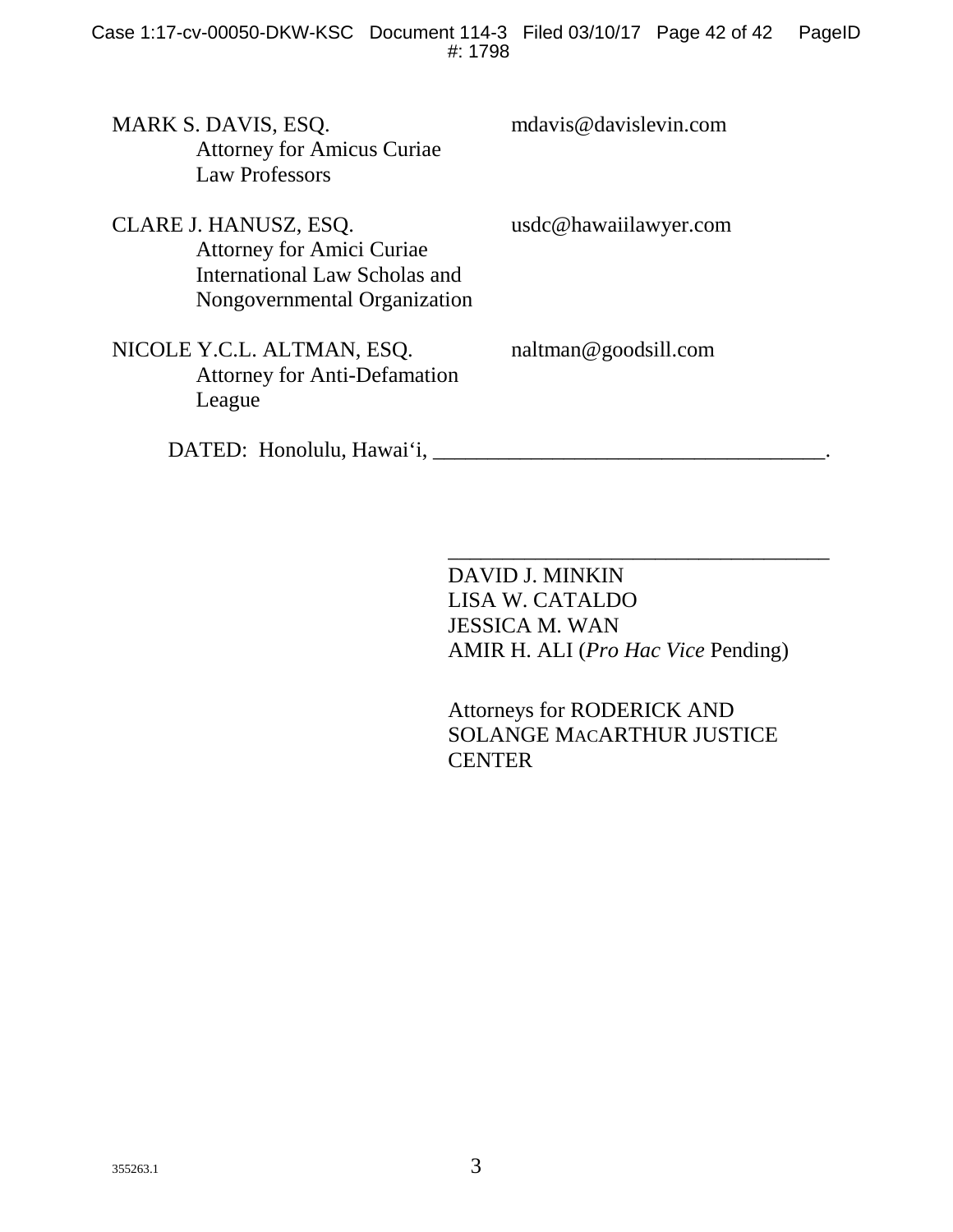MARK S. DAVIS, ESQ. mdavis@davislevin.com
Attorney for Amicus Curiae
Law Professors

CLARE J. HANUSZ, ESQ. usdc@hawaiilawyer.com
Attorney for Amici Curiae
International Law Scholas and
Nongovernmental Organization

NICOLE Y.C.L. ALTMAN, ESQ. naltman@goodsill.com
Attorney for Anti-Defamation
League

DATED: Honolulu, Hawai‘i, ____________________________________.

____________________________________
DAVID J. MINKIN
LISA W. CATALDO
JESSICA M. WAN
AMIR H. ALI (*Pro Hac Vice* Pending)

Attorneys for RODERICK AND
SOLANGE MACARTHUR JUSTICE
CENTER

355263.1